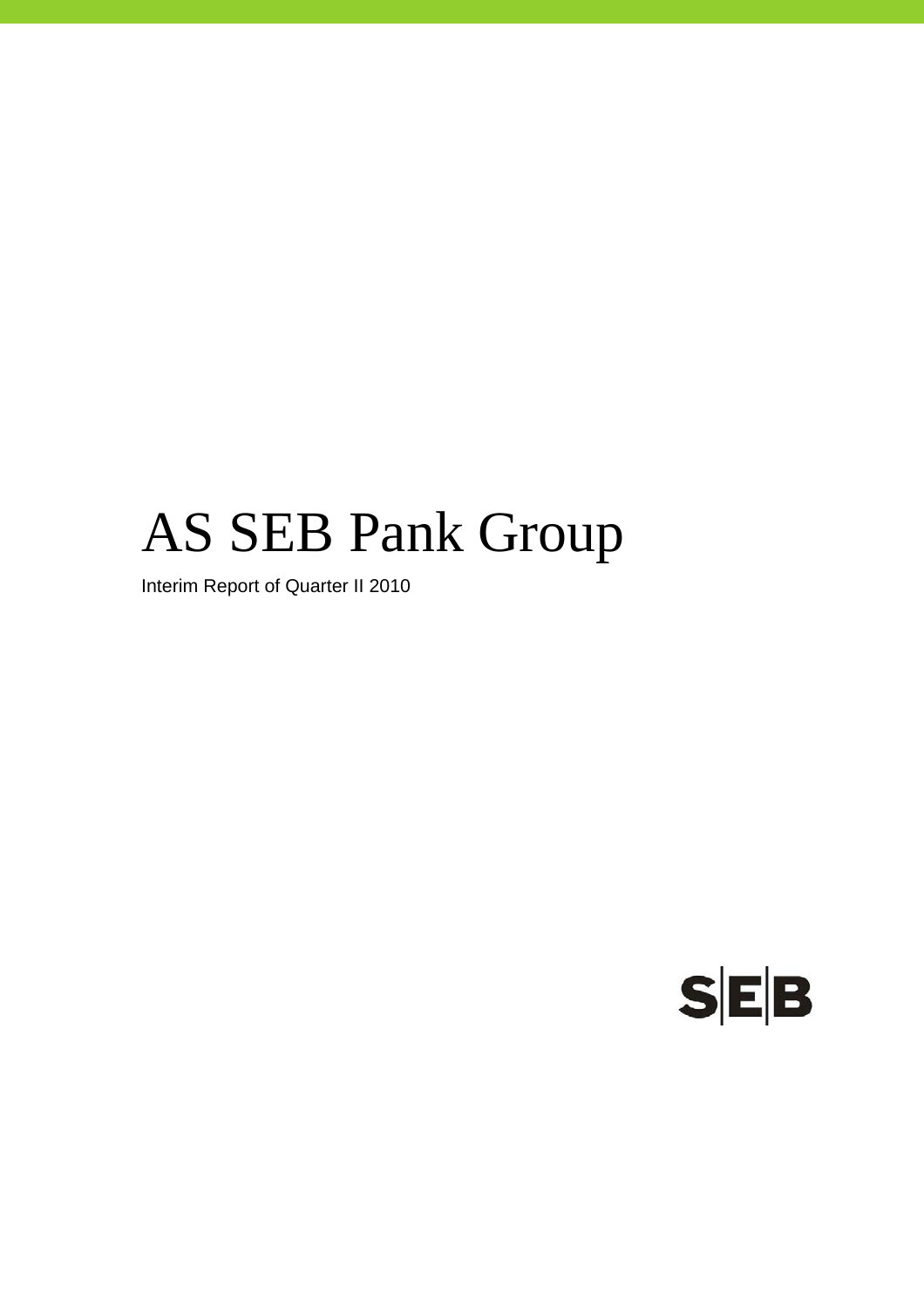# AS SEB Pank Group

Interim Report of Quarter II 2010

SEB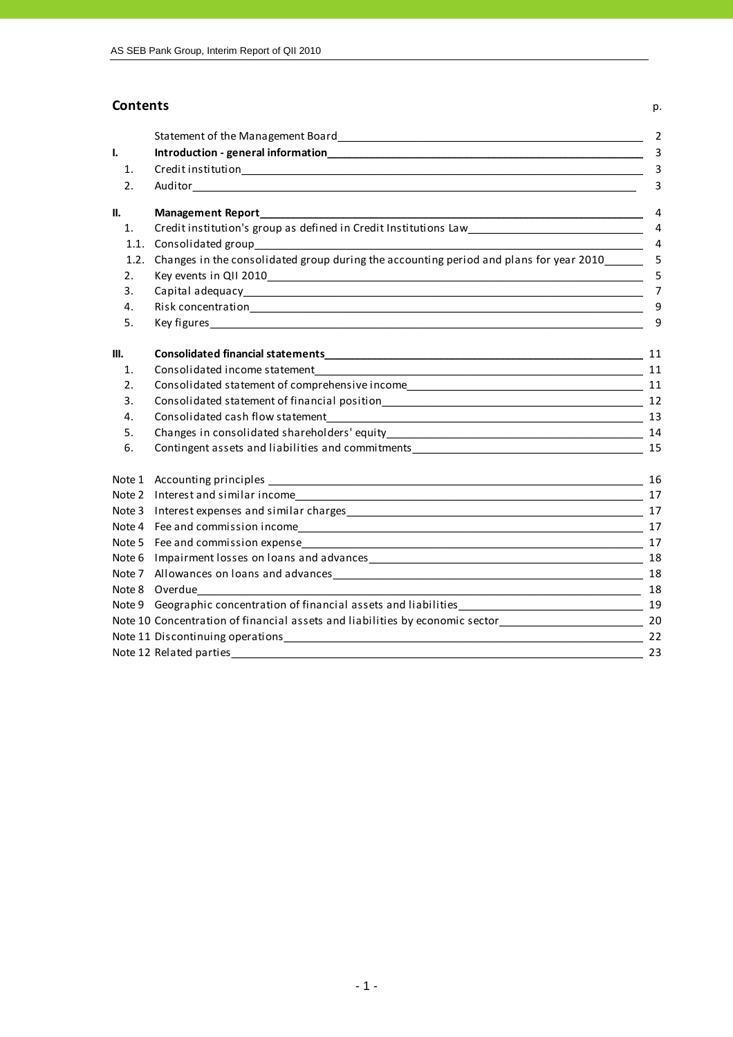## Contents

| | | p. |
|---|---|---|
| | Statement of the Management Board | 2 |
| **I.** | **Introduction - general information** | 3 |
| 1. | Credit institution | 3 |
| 2. | Auditor | 3 |
| **II.** | **Management Report** | 4 |
| 1. | Credit institution's group as defined in Credit Institutions Law | 4 |
| 1.1. | Consolidated group | 4 |
| 1.2. | Changes in the consolidated group during the accounting period and plans for year 2010 | 5 |
| 2. | Key events in QII 2010 | 5 |
| 3. | Capital adequacy | 7 |
| 4. | Risk concentration | 9 |
| 5. | Key figures | 9 |
| **III.** | **Consolidated financial statements** | 11 |
| 1. | Consolidated income statement | 11 |
| 2. | Consolidated statement of comprehensive income | 11 |
| 3. | Consolidated statement of financial position | 12 |
| 4. | Consolidated cash flow statement | 13 |
| 5. | Changes in consolidated shareholders' equity | 14 |
| 6. | Contingent assets and liabilities and commitments | 15 |
| Note 1 | Accounting principles | 16 |
| Note 2 | Interest and similar income | 17 |
| Note 3 | Interest expenses and similar charges | 17 |
| Note 4 | Fee and commission income | 17 |
| Note 5 | Fee and commission expense | 17 |
| Note 6 | Impairment losses on loans and advances | 18 |
| Note 7 | Allowances on loans and advances | 18 |
| Note 8 | Overdue | 18 |
| Note 9 | Geographic concentration of financial assets and liabilities | 19 |
| Note 10 | Concentration of financial assets and liabilities by economic sector | 20 |
| Note 11 | Discontinuing operations | 22 |
| Note 12 | Related parties | 23 |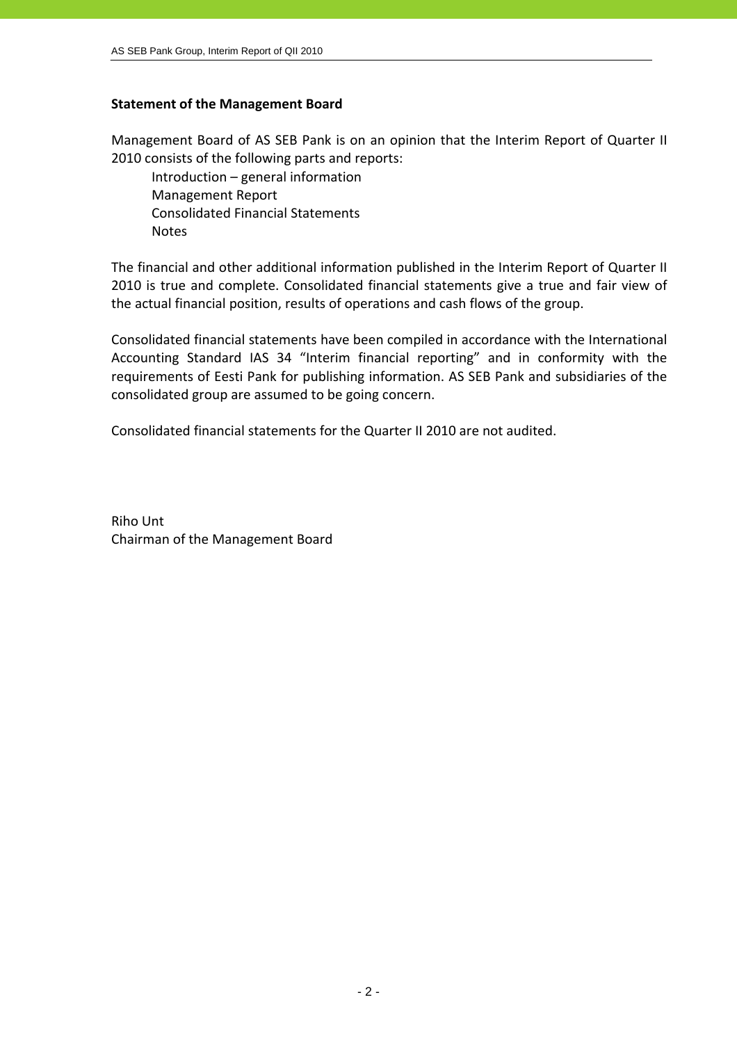**Statement of the Management Board**

Management Board of AS SEB Pank is on an opinion that the Interim Report of Quarter II 2010 consists of the following parts and reports:

- Introduction – general information
- Management Report
- Consolidated Financial Statements
- Notes

The financial and other additional information published in the Interim Report of Quarter II 2010 is true and complete. Consolidated financial statements give a true and fair view of the actual financial position, results of operations and cash flows of the group.

Consolidated financial statements have been compiled in accordance with the International Accounting Standard IAS 34 "Interim financial reporting" and in conformity with the requirements of Eesti Pank for publishing information. AS SEB Pank and subsidiaries of the consolidated group are assumed to be going concern.

Consolidated financial statements for the Quarter II 2010 are not audited.

Riho Unt
Chairman of the Management Board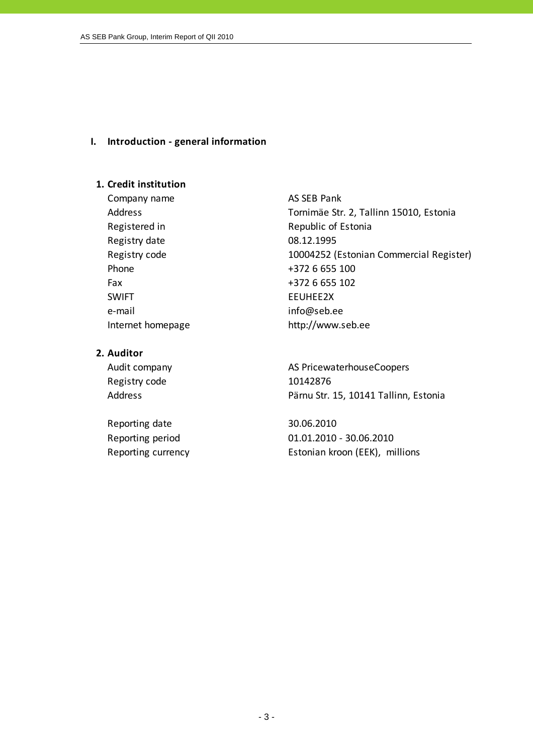## I. Introduction - general information

### 1. Credit institution

| | |
|---|---|
| Company name | AS SEB Pank |
| Address | Tornimäe Str. 2, Tallinn 15010, Estonia |
| Registered in | Republic of Estonia |
| Registry date | 08.12.1995 |
| Registry code | 10004252 (Estonian Commercial Register) |
| Phone | +372 6 655 100 |
| Fax | +372 6 655 102 |
| SWIFT | EEUHEE2X |
| e-mail | info@seb.ee |
| Internet homepage | http://www.seb.ee |

### 2. Auditor

| | |
|---|---|
| Audit company | AS PricewaterhouseCoopers |
| Registry code | 10142876 |
| Address | Pärnu Str. 15, 10141 Tallinn, Estonia |

| | |
|---|---|
| Reporting date | 30.06.2010 |
| Reporting period | 01.01.2010 - 30.06.2010 |
| Reporting currency | Estonian kroon (EEK), millions |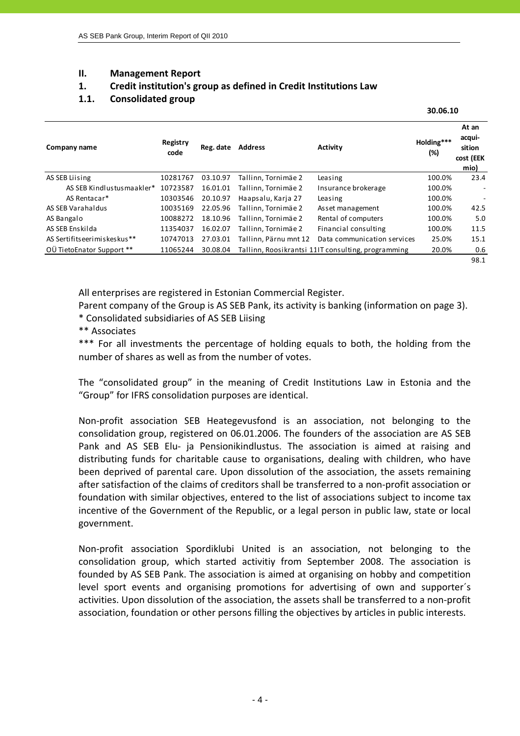## II. Management Report

### 1. Credit institution's group as defined in Credit Institutions Law

### 1.1. Consolidated group

**30.06.10**

| Company name | Registry code | Reg. date | Address | Activity | Holding*** (%) | At an acqui-sition cost (EEK mio) |
|---|---|---|---|---|---|---|
| AS SEB Liising | 10281767 | 03.10.97 | Tallinn, Tornimäe 2 | Leasing | 100.0% | 23.4 |
| AS SEB Kindlustusmaakler* | 10723587 | 16.01.01 | Tallinn, Tornimäe 2 | Insurance brokerage | 100.0% | - |
| AS Rentacar* | 10303546 | 20.10.97 | Haapsalu, Karja 27 | Leasing | 100.0% | - |
| AS SEB Varahaldus | 10035169 | 22.05.96 | Tallinn, Tornimäe 2 | Asset management | 100.0% | 42.5 |
| AS Bangalo | 10088272 | 18.10.96 | Tallinn, Tornimäe 2 | Rental of computers | 100.0% | 5.0 |
| AS SEB Enskilda | 11354037 | 16.02.07 | Tallinn, Tornimäe 2 | Financial consulting | 100.0% | 11.5 |
| AS Sertifitseerimiskeskus** | 10747013 | 27.03.01 | Tallinn, Pärnu mnt 12 | Data communication services | 25.0% | 15.1 |
| OÜ TietoEnator Support ** | 11065244 | 30.08.04 | Tallinn, Roosikrantsi 11 | IT consulting, programming | 20.0% | 0.6 |
| | | | | | | 98.1 |

All enterprises are registered in Estonian Commercial Register.

Parent company of the Group is AS SEB Pank, its activity is banking (information on page 3).

\* Consolidated subsidiaries of AS SEB Liising

** Associates

*** For all investments the percentage of holding equals to both, the holding from the number of shares as well as from the number of votes.

The “consolidated group” in the meaning of Credit Institutions Law in Estonia and the “Group” for IFRS consolidation purposes are identical.

Non-profit association SEB Heategevusfond is an association, not belonging to the consolidation group, registered on 06.01.2006. The founders of the association are AS SEB Pank and AS SEB Elu- ja Pensionikindlustus. The association is aimed at raising and distributing funds for charitable cause to organisations, dealing with children, who have been deprived of parental care. Upon dissolution of the association, the assets remaining after satisfaction of the claims of creditors shall be transferred to a non-profit association or foundation with similar objectives, entered to the list of associations subject to income tax incentive of the Government of the Republic, or a legal person in public law, state or local government.

Non-profit association Spordiklubi United is an association, not belonging to the consolidation group, which started activitiy from September 2008. The association is founded by AS SEB Pank. The association is aimed at organising on hobby and competition level sport events and organising promotions for advertising of own and supporter´s activities. Upon dissolution of the association, the assets shall be transferred to a non-profit association, foundation or other persons filling the objectives by articles in public interests.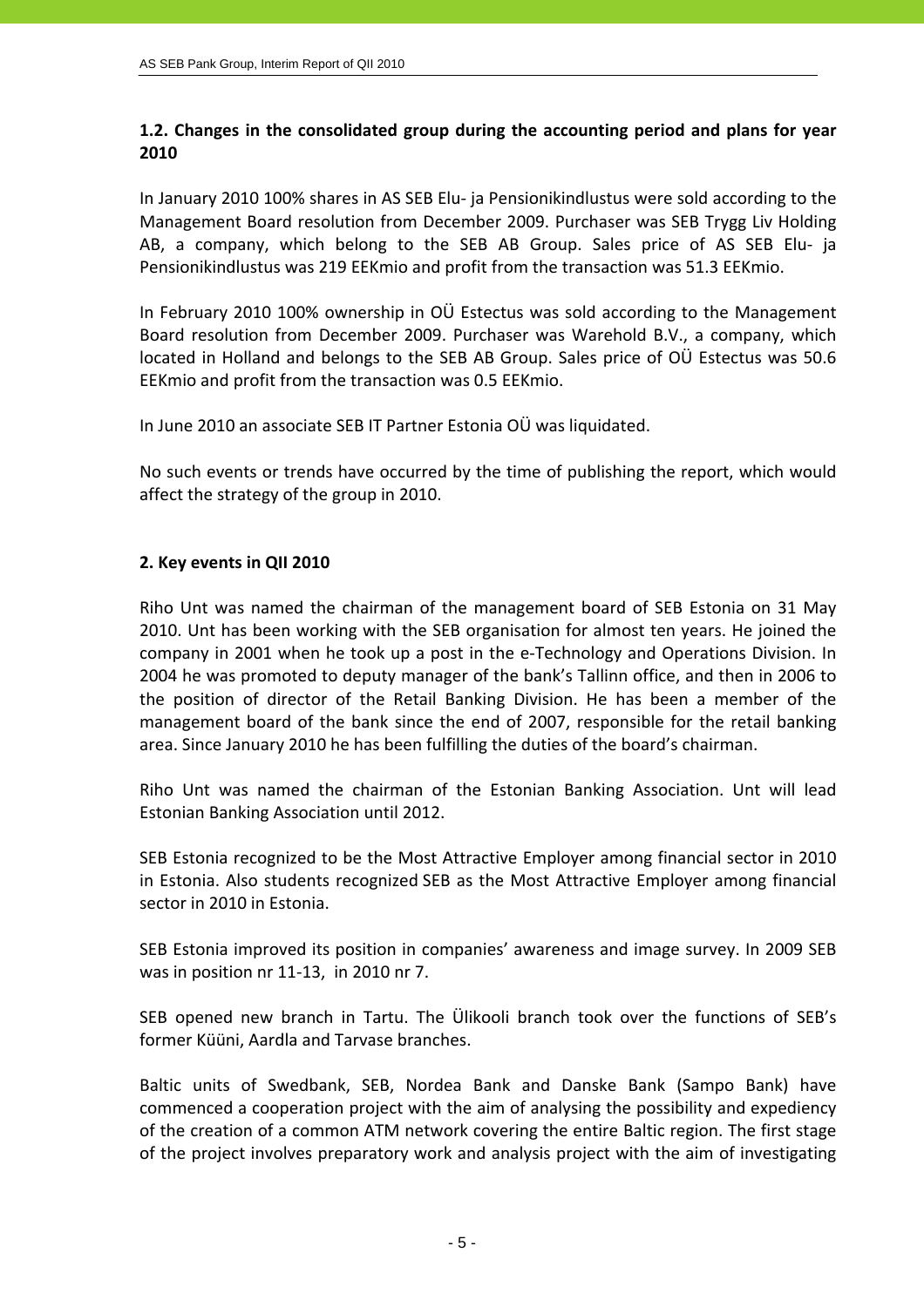## 1.2. Changes in the consolidated group during the accounting period and plans for year 2010

In January 2010 100% shares in AS SEB Elu- ja Pensionikindlustus were sold according to the Management Board resolution from December 2009. Purchaser was SEB Trygg Liv Holding AB, a company, which belong to the SEB AB Group. Sales price of AS SEB Elu- ja Pensionikindlustus was 219 EEKmio and profit from the transaction was 51.3 EEKmio.

In February 2010 100% ownership in OÜ Estectus was sold according to the Management Board resolution from December 2009. Purchaser was Warehold B.V., a company, which located in Holland and belongs to the SEB AB Group. Sales price of OÜ Estectus was 50.6 EEKmio and profit from the transaction was 0.5 EEKmio.

In June 2010 an associate SEB IT Partner Estonia OÜ was liquidated.

No such events or trends have occurred by the time of publishing the report, which would affect the strategy of the group in 2010.

## 2. Key events in QII 2010

Riho Unt was named the chairman of the management board of SEB Estonia on 31 May 2010. Unt has been working with the SEB organisation for almost ten years. He joined the company in 2001 when he took up a post in the e-Technology and Operations Division. In 2004 he was promoted to deputy manager of the bank's Tallinn office, and then in 2006 to the position of director of the Retail Banking Division. He has been a member of the management board of the bank since the end of 2007, responsible for the retail banking area. Since January 2010 he has been fulfilling the duties of the board's chairman.

Riho Unt was named the chairman of the Estonian Banking Association. Unt will lead Estonian Banking Association until 2012.

SEB Estonia recognized to be the Most Attractive Employer among financial sector in 2010 in Estonia. Also students recognized SEB as the Most Attractive Employer among financial sector in 2010 in Estonia.

SEB Estonia improved its position in companies' awareness and image survey. In 2009 SEB was in position nr 11-13, in 2010 nr 7.

SEB opened new branch in Tartu. The Ülikooli branch took over the functions of SEB's former Küüni, Aardla and Tarvase branches.

Baltic units of Swedbank, SEB, Nordea Bank and Danske Bank (Sampo Bank) have commenced a cooperation project with the aim of analysing the possibility and expediency of the creation of a common ATM network covering the entire Baltic region. The first stage of the project involves preparatory work and analysis project with the aim of investigating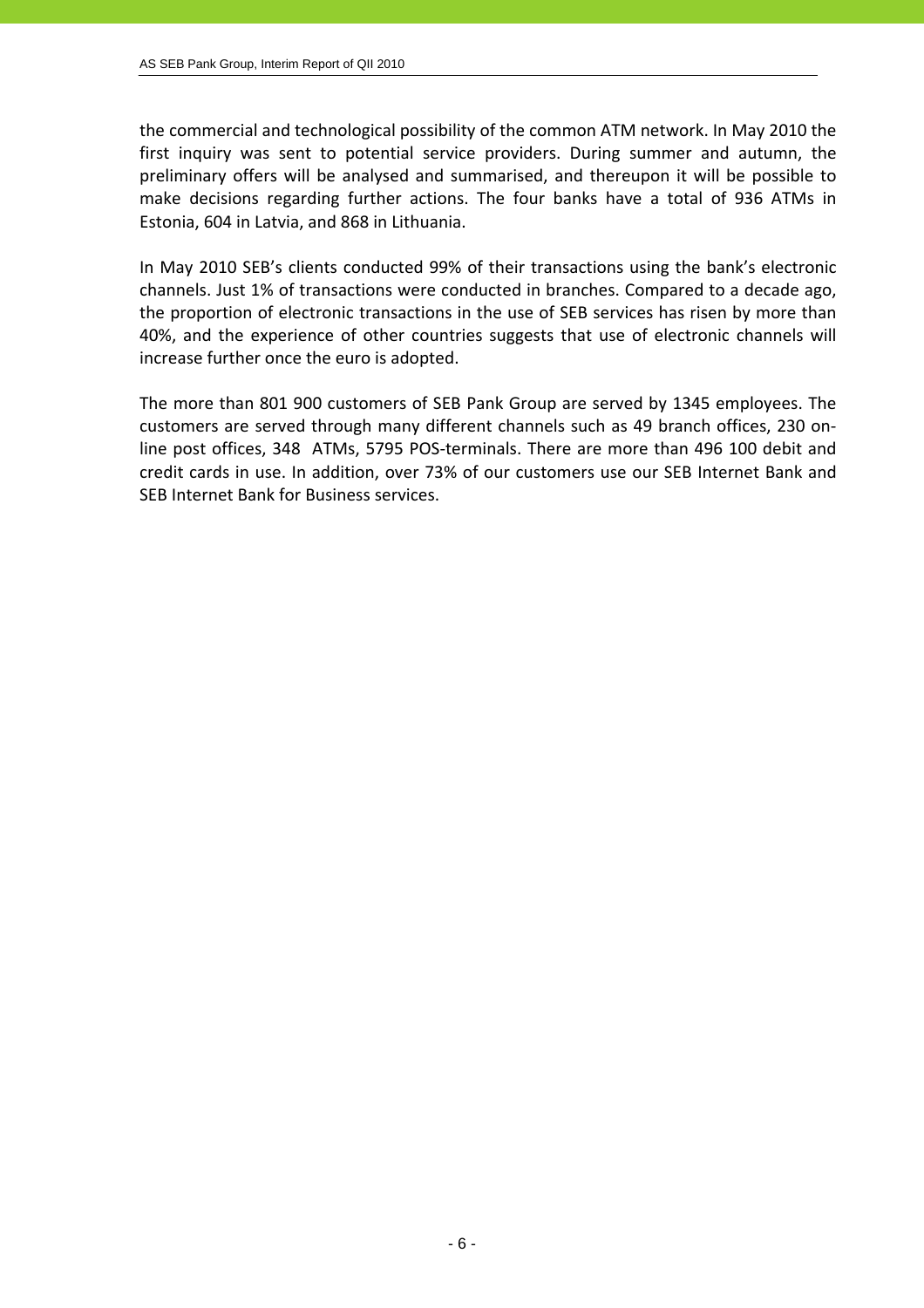the commercial and technological possibility of the common ATM network. In May 2010 the first inquiry was sent to potential service providers. During summer and autumn, the preliminary offers will be analysed and summarised, and thereupon it will be possible to make decisions regarding further actions. The four banks have a total of 936 ATMs in Estonia, 604 in Latvia, and 868 in Lithuania.

In May 2010 SEB's clients conducted 99% of their transactions using the bank's electronic channels. Just 1% of transactions were conducted in branches. Compared to a decade ago, the proportion of electronic transactions in the use of SEB services has risen by more than 40%, and the experience of other countries suggests that use of electronic channels will increase further once the euro is adopted.

The more than 801 900 customers of SEB Pank Group are served by 1345 employees. The customers are served through many different channels such as 49 branch offices, 230 on-line post offices, 348 ATMs, 5795 POS-terminals. There are more than 496 100 debit and credit cards in use. In addition, over 73% of our customers use our SEB Internet Bank and SEB Internet Bank for Business services.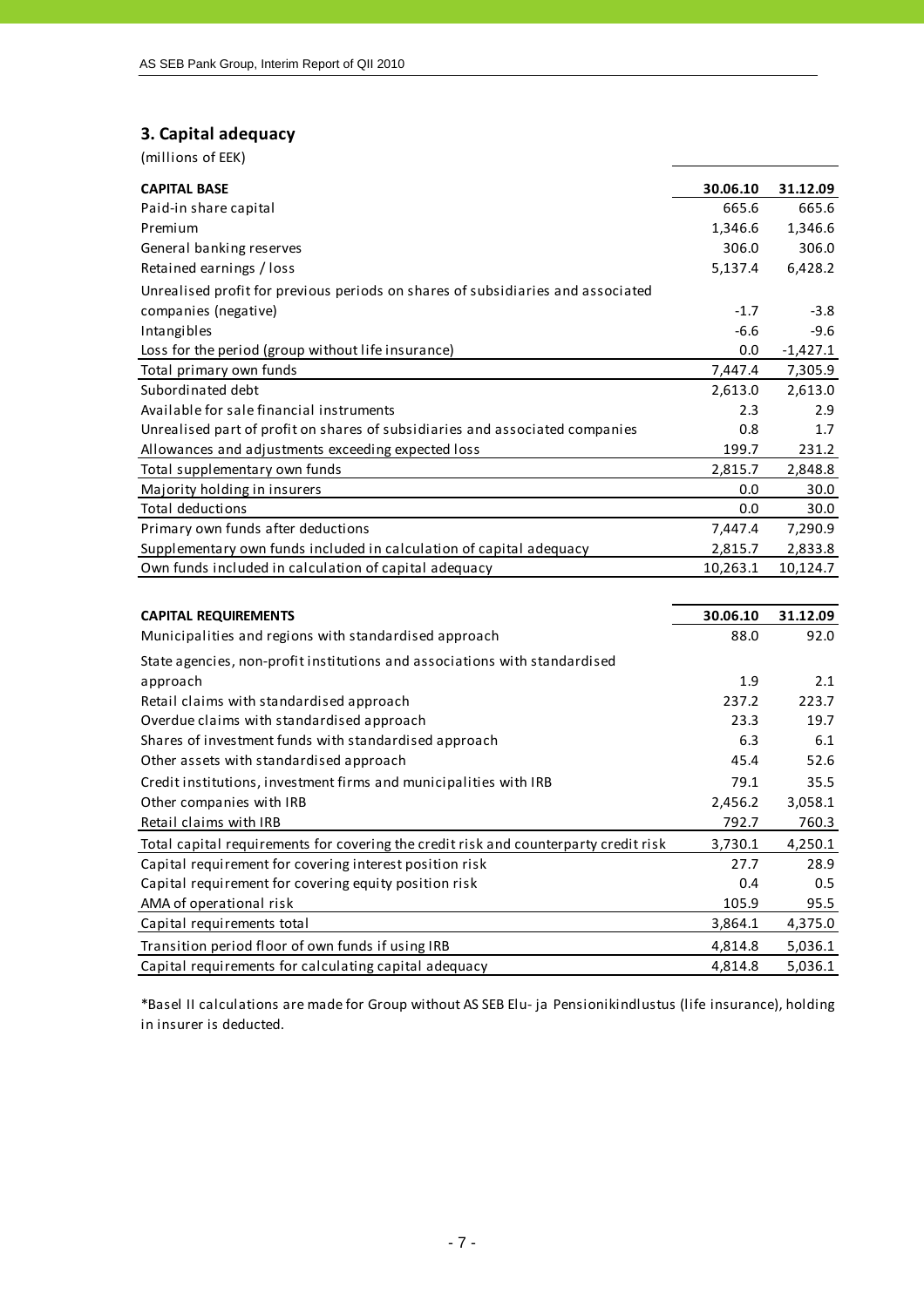## 3. Capital adequacy

(millions of EEK)

| CAPITAL BASE | 30.06.10 | 31.12.09 |
|---|---|---|
| Paid-in share capital | 665.6 | 665.6 |
| Premium | 1,346.6 | 1,346.6 |
| General banking reserves | 306.0 | 306.0 |
| Retained earnings / loss | 5,137.4 | 6,428.2 |
| Unrealised profit for previous periods on shares of subsidiaries and associated companies (negative) | -1.7 | -3.8 |
| Intangibles | -6.6 | -9.6 |
| Loss for the period (group without life insurance) | 0.0 | -1,427.1 |
| Total primary own funds | 7,447.4 | 7,305.9 |
| Subordinated debt | 2,613.0 | 2,613.0 |
| Available for sale financial instruments | 2.3 | 2.9 |
| Unrealised part of profit on shares of subsidiaries and associated companies | 0.8 | 1.7 |
| Allowances and adjustments exceeding expected loss | 199.7 | 231.2 |
| Total supplementary own funds | 2,815.7 | 2,848.8 |
| Majority holding in insurers | 0.0 | 30.0 |
| Total deductions | 0.0 | 30.0 |
| Primary own funds after deductions | 7,447.4 | 7,290.9 |
| Supplementary own funds included in calculation of capital adequacy | 2,815.7 | 2,833.8 |
| Own funds included in calculation of capital adequacy | 10,263.1 | 10,124.7 |

| CAPITAL REQUIREMENTS | 30.06.10 | 31.12.09 |
|---|---|---|
| Municipalities and regions with standardised approach | 88.0 | 92.0 |
| State agencies, non-profit institutions and associations with standardised approach | 1.9 | 2.1 |
| Retail claims with standardised approach | 237.2 | 223.7 |
| Overdue claims with standardised approach | 23.3 | 19.7 |
| Shares of investment funds with standardised approach | 6.3 | 6.1 |
| Other assets with standardised approach | 45.4 | 52.6 |
| Credit institutions, investment firms and municipalities with IRB | 79.1 | 35.5 |
| Other companies with IRB | 2,456.2 | 3,058.1 |
| Retail claims with IRB | 792.7 | 760.3 |
| Total capital requirements for covering the credit risk and counterparty credit risk | 3,730.1 | 4,250.1 |
| Capital requirement for covering interest position risk | 27.7 | 28.9 |
| Capital requirement for covering equity position risk | 0.4 | 0.5 |
| AMA of operational risk | 105.9 | 95.5 |
| Capital requirements total | 3,864.1 | 4,375.0 |
| Transition period floor of own funds if using IRB | 4,814.8 | 5,036.1 |
| Capital requirements for calculating capital adequacy | 4,814.8 | 5,036.1 |

*Basel II calculations are made for Group without AS SEB Elu- ja Pensionikindlustus (life insurance), holding in insurer is deducted.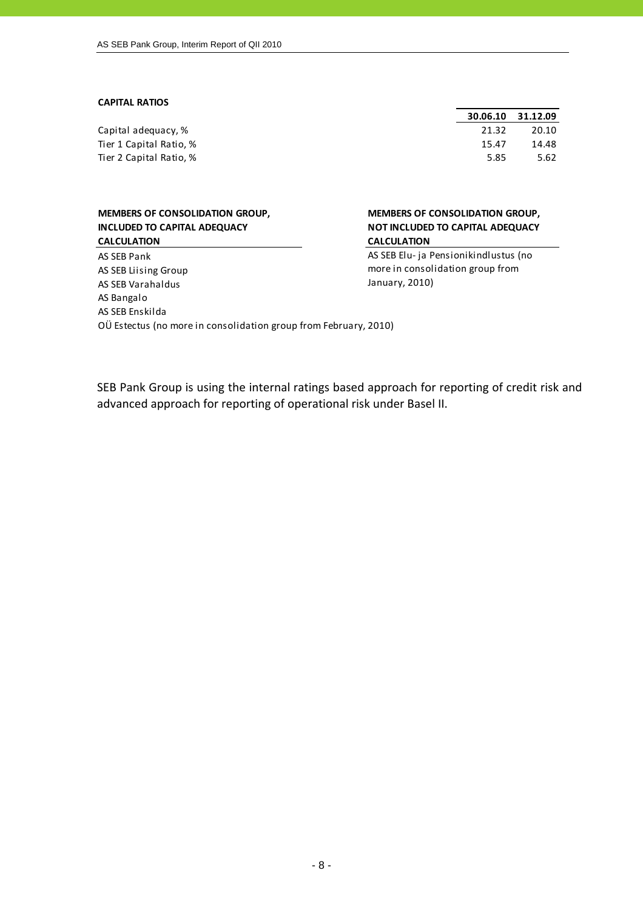**CAPITAL RATIOS**

| | 30.06.10 | 31.12.09 |
|---|---|---|
| Capital adequacy, % | 21.32 | 20.10 |
| Tier 1 Capital Ratio, % | 15.47 | 14.48 |
| Tier 2 Capital Ratio, % | 5.85 | 5.62 |

**MEMBERS OF CONSOLIDATION GROUP, INCLUDED TO CAPITAL ADEQUACY CALCULATION**

AS SEB Pank
AS SEB Liising Group
AS SEB Varahaldus
AS Bangalo
AS SEB Enskilda
OÜ Estectus (no more in consolidation group from February, 2010)

**MEMBERS OF CONSOLIDATION GROUP, NOT INCLUDED TO CAPITAL ADEQUACY CALCULATION**

AS SEB Elu- ja Pensionikindlustus (no more in consolidation group from January, 2010)

SEB Pank Group is using the internal ratings based approach for reporting of credit risk and advanced approach for reporting of operational risk under Basel II.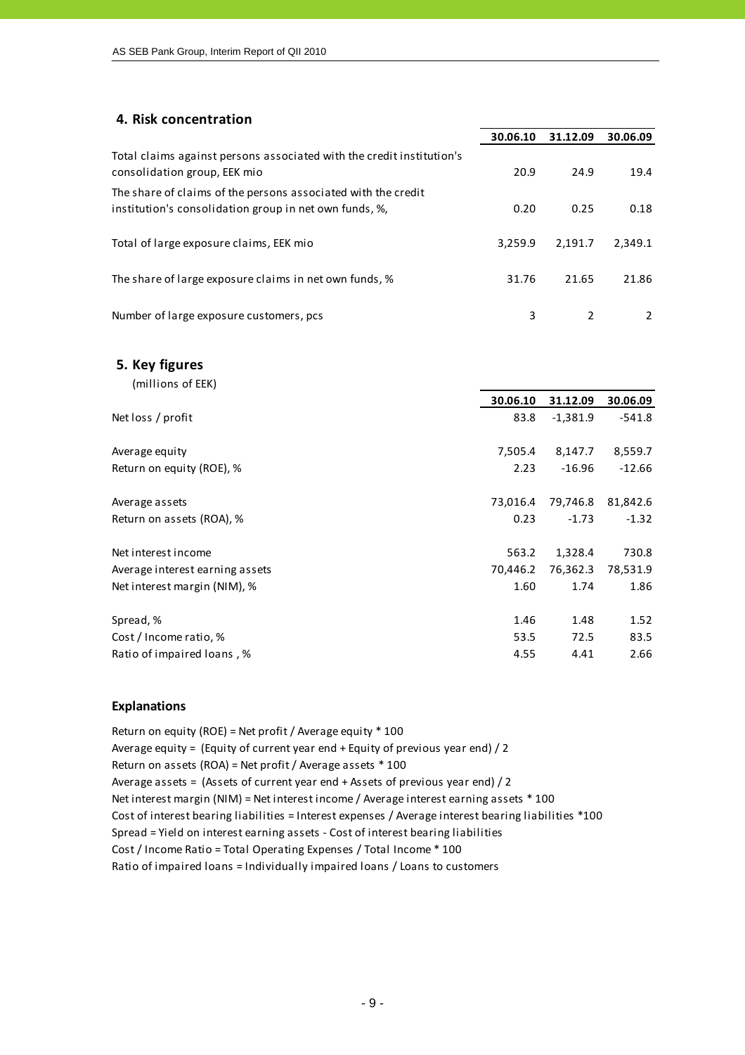## 4. Risk concentration

| | 30.06.10 | 31.12.09 | 30.06.09 |
|---|---|---|---|
| Total claims against persons associated with the credit institution's consolidation group, EEK mio | 20.9 | 24.9 | 19.4 |
| The share of claims of the persons associated with the credit institution's consolidation group in net own funds, %, | 0.20 | 0.25 | 0.18 |
| Total of large exposure claims, EEK mio | 3,259.9 | 2,191.7 | 2,349.1 |
| The share of large exposure claims in net own funds, % | 31.76 | 21.65 | 21.86 |
| Number of large exposure customers, pcs | 3 | 2 | 2 |

## 5. Key figures

(millions of EEK)

| | 30.06.10 | 31.12.09 | 30.06.09 |
|---|---|---|---|
| Net loss / profit | 83.8 | -1,381.9 | -541.8 |
| Average equity | 7,505.4 | 8,147.7 | 8,559.7 |
| Return on equity (ROE), % | 2.23 | -16.96 | -12.66 |
| Average assets | 73,016.4 | 79,746.8 | 81,842.6 |
| Return on assets (ROA), % | 0.23 | -1.73 | -1.32 |
| Net interest income | 563.2 | 1,328.4 | 730.8 |
| Average interest earning assets | 70,446.2 | 76,362.3 | 78,531.9 |
| Net interest margin (NIM), % | 1.60 | 1.74 | 1.86 |
| Spread, % | 1.46 | 1.48 | 1.52 |
| Cost / Income ratio, % | 53.5 | 72.5 | 83.5 |
| Ratio of impaired loans , % | 4.55 | 4.41 | 2.66 |

### Explanations

Return on equity (ROE) = Net profit / Average equity * 100
Average equity = (Equity of current year end + Equity of previous year end) / 2
Return on assets (ROA) = Net profit / Average assets * 100
Average assets = (Assets of current year end + Assets of previous year end) / 2
Net interest margin (NIM) = Net interest income / Average interest earning assets * 100
Cost of interest bearing liabilities = Interest expenses / Average interest bearing liabilities *100
Spread = Yield on interest earning assets - Cost of interest bearing liabilities
Cost / Income Ratio = Total Operating Expenses / Total Income * 100
Ratio of impaired loans = Individually impaired loans / Loans to customers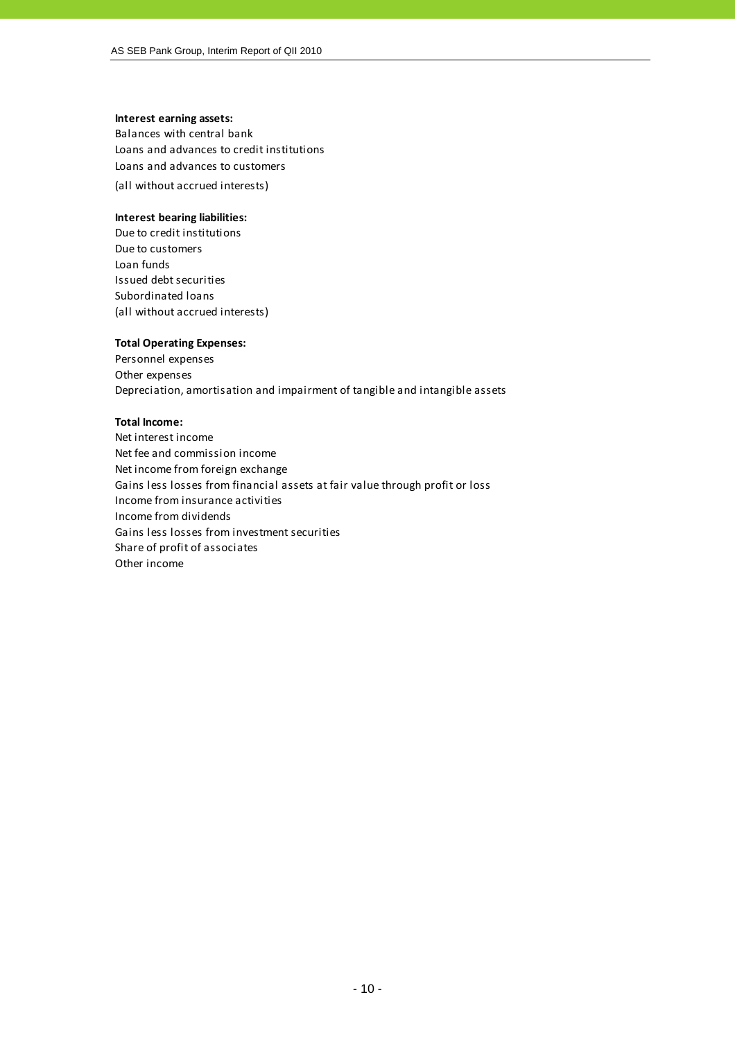**Interest earning assets:**
Balances with central bank
Loans and advances to credit institutions
Loans and advances to customers
(all without accrued interests)

**Interest bearing liabilities:**
Due to credit institutions
Due to customers
Loan funds
Issued debt securities
Subordinated loans
(all without accrued interests)

**Total Operating Expenses:**
Personnel expenses
Other expenses
Depreciation, amortisation and impairment of tangible and intangible assets

**Total Income:**
Net interest income
Net fee and commission income
Net income from foreign exchange
Gains less losses from financial assets at fair value through profit or loss
Income from insurance activities
Income from dividends
Gains less losses from investment securities
Share of profit of associates
Other income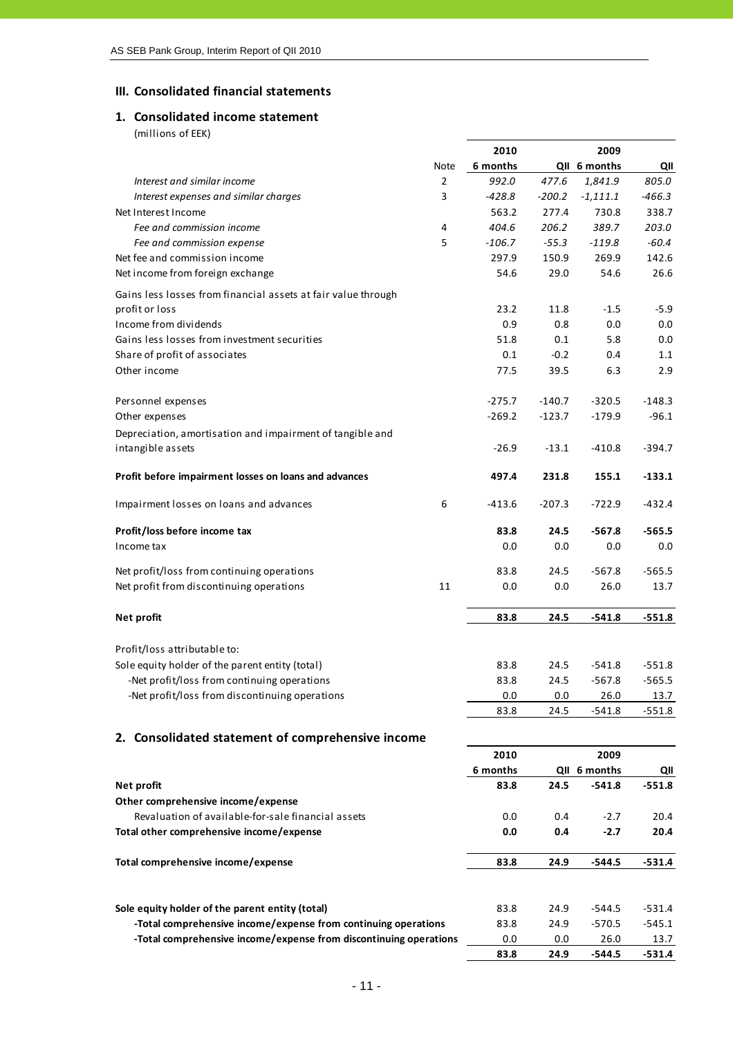## III. Consolidated financial statements

### 1. Consolidated income statement

(millions of EEK)

| | Note | 2010 6 months | 2010 QII | 2009 6 months | 2009 QII |
|---|---|---|---|---|---|
| *Interest and similar income* | 2 | *992.0* | *477.6* | *1,841.9* | *805.0* |
| *Interest expenses and similar charges* | 3 | *-428.8* | *-200.2* | *-1,111.1* | *-466.3* |
| Net Interest Income | | 563.2 | 277.4 | 730.8 | 338.7 |
| *Fee and commission income* | 4 | *404.6* | *206.2* | *389.7* | *203.0* |
| *Fee and commission expense* | 5 | *-106.7* | *-55.3* | *-119.8* | *-60.4* |
| Net fee and commission income | | 297.9 | 150.9 | 269.9 | 142.6 |
| Net income from foreign exchange | | 54.6 | 29.0 | 54.6 | 26.6 |
| Gains less losses from financial assets at fair value through profit or loss | | 23.2 | 11.8 | -1.5 | -5.9 |
| Income from dividends | | 0.9 | 0.8 | 0.0 | 0.0 |
| Gains less losses from investment securities | | 51.8 | 0.1 | 5.8 | 0.0 |
| Share of profit of associates | | 0.1 | -0.2 | 0.4 | 1.1 |
| Other income | | 77.5 | 39.5 | 6.3 | 2.9 |
| Personnel expenses | | -275.7 | -140.7 | -320.5 | -148.3 |
| Other expenses | | -269.2 | -123.7 | -179.9 | -96.1 |
| Depreciation, amortisation and impairment of tangible and intangible assets | | -26.9 | -13.1 | -410.8 | -394.7 |
| **Profit before impairment losses on loans and advances** | | **497.4** | **231.8** | **155.1** | **-133.1** |
| Impairment losses on loans and advances | 6 | -413.6 | -207.3 | -722.9 | -432.4 |
| **Profit/loss before income tax** | | **83.8** | **24.5** | **-567.8** | **-565.5** |
| Income tax | | 0.0 | 0.0 | 0.0 | 0.0 |
| Net profit/loss from continuing operations | | 83.8 | 24.5 | -567.8 | -565.5 |
| Net profit from discontinuing operations | 11 | 0.0 | 0.0 | 26.0 | 13.7 |
| **Net profit** | | **83.8** | **24.5** | **-541.8** | **-551.8** |
| Profit/loss attributable to: | | | | | |
| Sole equity holder of the parent entity (total) | | 83.8 | 24.5 | -541.8 | -551.8 |
| -Net profit/loss from continuing operations | | 83.8 | 24.5 | -567.8 | -565.5 |
| -Net profit/loss from discontinuing operations | | 0.0 | 0.0 | 26.0 | 13.7 |
| | | 83.8 | 24.5 | -541.8 | -551.8 |

### 2. Consolidated statement of comprehensive income

| | 2010 6 months | 2010 QII | 2009 6 months | 2009 QII |
|---|---|---|---|---|
| **Net profit** | **83.8** | **24.5** | **-541.8** | **-551.8** |
| **Other comprehensive income/expense** | | | | |
| Revaluation of available-for-sale financial assets | 0.0 | 0.4 | -2.7 | 20.4 |
| **Total other comprehensive income/expense** | **0.0** | **0.4** | **-2.7** | **20.4** |
| **Total comprehensive income/expense** | **83.8** | **24.9** | **-544.5** | **-531.4** |
| **Sole equity holder of the parent entity (total)** | 83.8 | 24.9 | -544.5 | -531.4 |
| **-Total comprehensive income/expense from continuing operations** | 83.8 | 24.9 | -570.5 | -545.1 |
| **-Total comprehensive income/expense from discontinuing operations** | 0.0 | 0.0 | 26.0 | 13.7 |
| | **83.8** | **24.9** | **-544.5** | **-531.4** |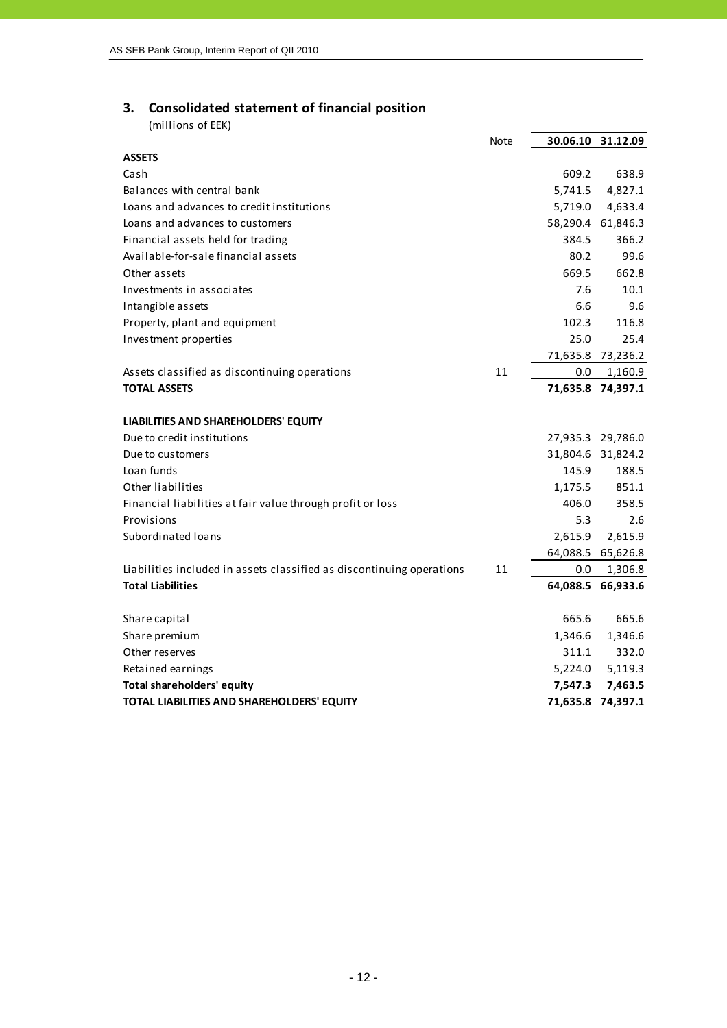## 3. Consolidated statement of financial position

(millions of EEK)

| | Note | 30.06.10 | 31.12.09 |
|---|---|---|---|
| **ASSETS** | | | |
| Cash | | 609.2 | 638.9 |
| Balances with central bank | | 5,741.5 | 4,827.1 |
| Loans and advances to credit institutions | | 5,719.0 | 4,633.4 |
| Loans and advances to customers | | 58,290.4 | 61,846.3 |
| Financial assets held for trading | | 384.5 | 366.2 |
| Available-for-sale financial assets | | 80.2 | 99.6 |
| Other assets | | 669.5 | 662.8 |
| Investments in associates | | 7.6 | 10.1 |
| Intangible assets | | 6.6 | 9.6 |
| Property, plant and equipment | | 102.3 | 116.8 |
| Investment properties | | 25.0 | 25.4 |
| | | 71,635.8 | 73,236.2 |
| Assets classified as discontinuing operations | 11 | 0.0 | 1,160.9 |
| **TOTAL ASSETS** | | **71,635.8** | **74,397.1** |
| | | | |
| **LIABILITIES AND SHAREHOLDERS' EQUITY** | | | |
| Due to credit institutions | | 27,935.3 | 29,786.0 |
| Due to customers | | 31,804.6 | 31,824.2 |
| Loan funds | | 145.9 | 188.5 |
| Other liabilities | | 1,175.5 | 851.1 |
| Financial liabilities at fair value through profit or loss | | 406.0 | 358.5 |
| Provisions | | 5.3 | 2.6 |
| Subordinated loans | | 2,615.9 | 2,615.9 |
| | | 64,088.5 | 65,626.8 |
| Liabilities included in assets classified as discontinuing operations | 11 | 0.0 | 1,306.8 |
| **Total Liabilities** | | **64,088.5** | **66,933.6** |
| | | | |
| Share capital | | 665.6 | 665.6 |
| Share premium | | 1,346.6 | 1,346.6 |
| Other reserves | | 311.1 | 332.0 |
| Retained earnings | | 5,224.0 | 5,119.3 |
| **Total shareholders' equity** | | **7,547.3** | **7,463.5** |
| **TOTAL LIABILITIES AND SHAREHOLDERS' EQUITY** | | **71,635.8** | **74,397.1** |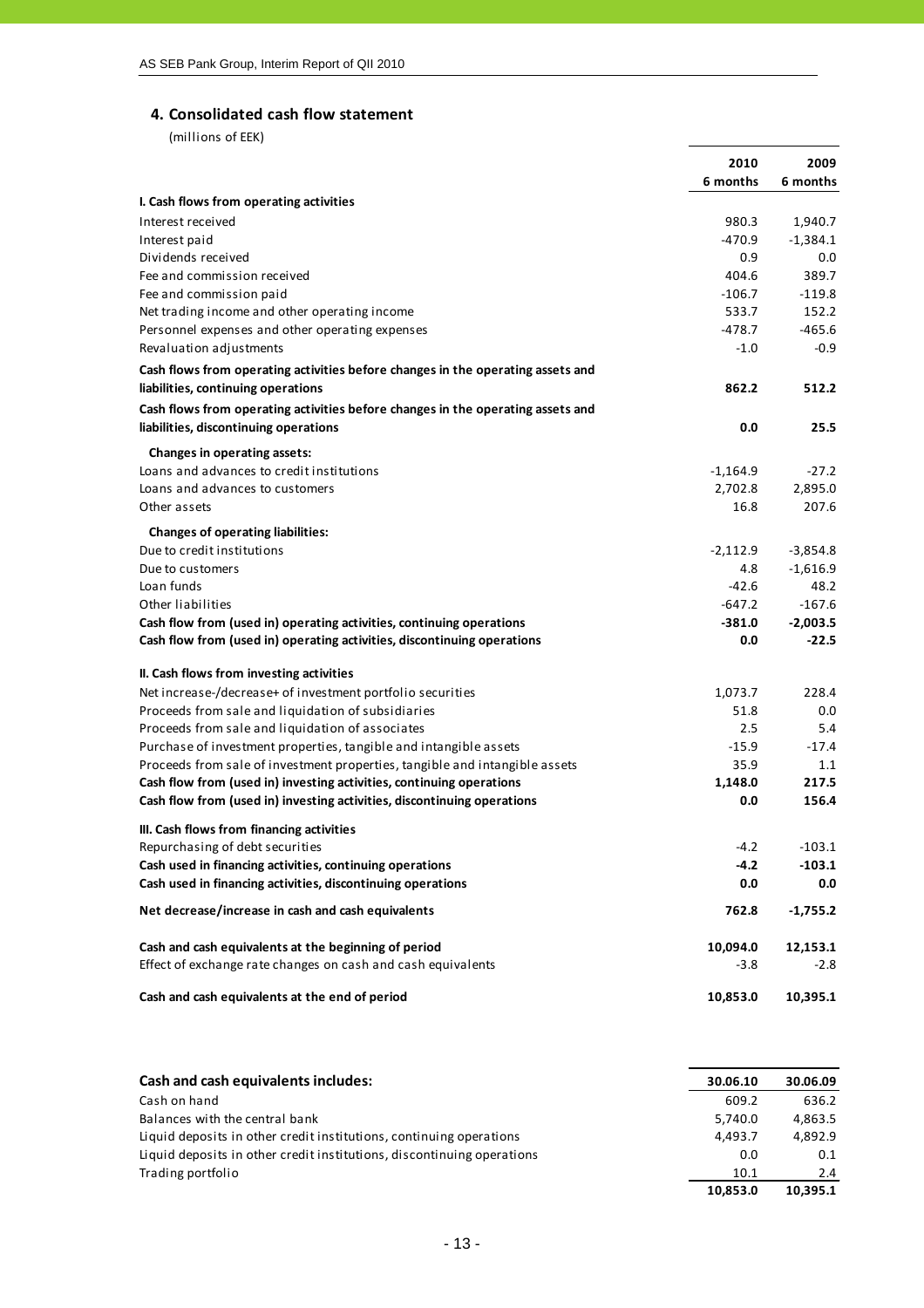## 4. Consolidated cash flow statement

(millions of EEK)

| | 2010 6 months | 2009 6 months |
|---|---|---|
| **I. Cash flows from operating activities** | | |
| Interest received | 980.3 | 1,940.7 |
| Interest paid | -470.9 | -1,384.1 |
| Dividends received | 0.9 | 0.0 |
| Fee and commission received | 404.6 | 389.7 |
| Fee and commission paid | -106.7 | -119.8 |
| Net trading income and other operating income | 533.7 | 152.2 |
| Personnel expenses and other operating expenses | -478.7 | -465.6 |
| Revaluation adjustments | -1.0 | -0.9 |
| **Cash flows from operating activities before changes in the operating assets and liabilities, continuing operations** | **862.2** | **512.2** |
| **Cash flows from operating activities before changes in the operating assets and liabilities, discontinuing operations** | **0.0** | **25.5** |
| **Changes in operating assets:** | | |
| Loans and advances to credit institutions | -1,164.9 | -27.2 |
| Loans and advances to customers | 2,702.8 | 2,895.0 |
| Other assets | 16.8 | 207.6 |
| **Changes of operating liabilities:** | | |
| Due to credit institutions | -2,112.9 | -3,854.8 |
| Due to customers | 4.8 | -1,616.9 |
| Loan funds | -42.6 | 48.2 |
| Other liabilities | -647.2 | -167.6 |
| **Cash flow from (used in) operating activities, continuing operations** | **-381.0** | **-2,003.5** |
| **Cash flow from (used in) operating activities, discontinuing operations** | **0.0** | **-22.5** |
| **II. Cash flows from investing activities** | | |
| Net increase-/decrease+ of investment portfolio securities | 1,073.7 | 228.4 |
| Proceeds from sale and liquidation of subsidiaries | 51.8 | 0.0 |
| Proceeds from sale and liquidation of associates | 2.5 | 5.4 |
| Purchase of investment properties, tangible and intangible assets | -15.9 | -17.4 |
| Proceeds from sale of investment properties, tangible and intangible assets | 35.9 | 1.1 |
| **Cash flow from (used in) investing activities, continuing operations** | **1,148.0** | **217.5** |
| **Cash flow from (used in) investing activities, discontinuing operations** | **0.0** | **156.4** |
| **III. Cash flows from financing activities** | | |
| Repurchasing of debt securities | -4.2 | -103.1 |
| **Cash used in financing activities, continuing operations** | **-4.2** | **-103.1** |
| **Cash used in financing activities, discontinuing operations** | **0.0** | **0.0** |
| **Net decrease/increase in cash and cash equivalents** | **762.8** | **-1,755.2** |
| **Cash and cash equivalents at the beginning of period** | **10,094.0** | **12,153.1** |
| Effect of exchange rate changes on cash and cash equivalents | -3.8 | -2.8 |
| **Cash and cash equivalents at the end of period** | **10,853.0** | **10,395.1** |

| **Cash and cash equivalents includes:** | **30.06.10** | **30.06.09** |
|---|---|---|
| Cash on hand | 609.2 | 636.2 |
| Balances with the central bank | 5,740.0 | 4,863.5 |
| Liquid deposits in other credit institutions, continuing operations | 4,493.7 | 4,892.9 |
| Liquid deposits in other credit institutions, discontinuing operations | 0.0 | 0.1 |
| Trading portfolio | 10.1 | 2.4 |
| | **10,853.0** | **10,395.1** |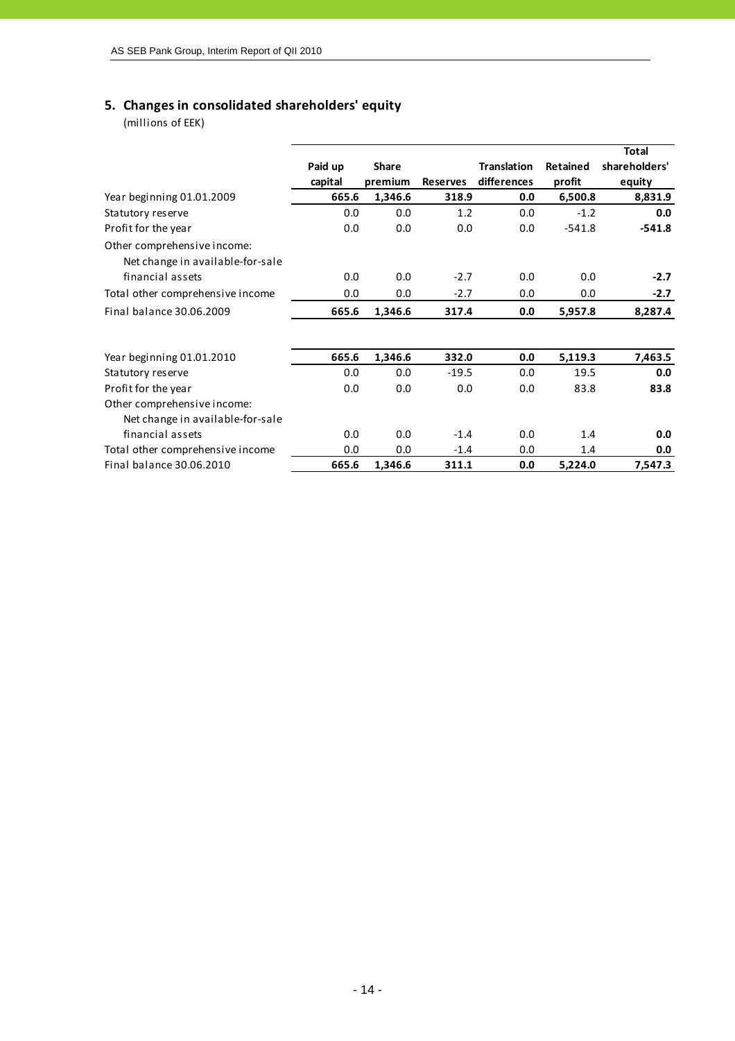## 5. Changes in consolidated shareholders' equity

(millions of EEK)

| | Paid up capital | Share premium | Reserves | Translation differences | Retained profit | Total shareholders' equity |
|---|---|---|---|---|---|---|
| Year beginning 01.01.2009 | **665.6** | **1,346.6** | **318.9** | **0.0** | **6,500.8** | **8,831.9** |
| Statutory reserve | 0.0 | 0.0 | 1.2 | 0.0 | -1.2 | **0.0** |
| Profit for the year | 0.0 | 0.0 | 0.0 | 0.0 | -541.8 | **-541.8** |
| Other comprehensive income: | | | | | | |
| Net change in available-for-sale financial assets | 0.0 | 0.0 | -2.7 | 0.0 | 0.0 | **-2.7** |
| Total other comprehensive income | 0.0 | 0.0 | -2.7 | 0.0 | 0.0 | **-2.7** |
| Final balance 30.06.2009 | **665.6** | **1,346.6** | **317.4** | **0.0** | **5,957.8** | **8,287.4** |
| | | | | | | |
| Year beginning 01.01.2010 | **665.6** | **1,346.6** | **332.0** | **0.0** | **5,119.3** | **7,463.5** |
| Statutory reserve | 0.0 | 0.0 | -19.5 | 0.0 | 19.5 | **0.0** |
| Profit for the year | 0.0 | 0.0 | 0.0 | 0.0 | 83.8 | **83.8** |
| Other comprehensive income: | | | | | | |
| Net change in available-for-sale financial assets | 0.0 | 0.0 | -1.4 | 0.0 | 1.4 | **0.0** |
| Total other comprehensive income | 0.0 | 0.0 | -1.4 | 0.0 | 1.4 | **0.0** |
| Final balance 30.06.2010 | **665.6** | **1,346.6** | **311.1** | **0.0** | **5,224.0** | **7,547.3** |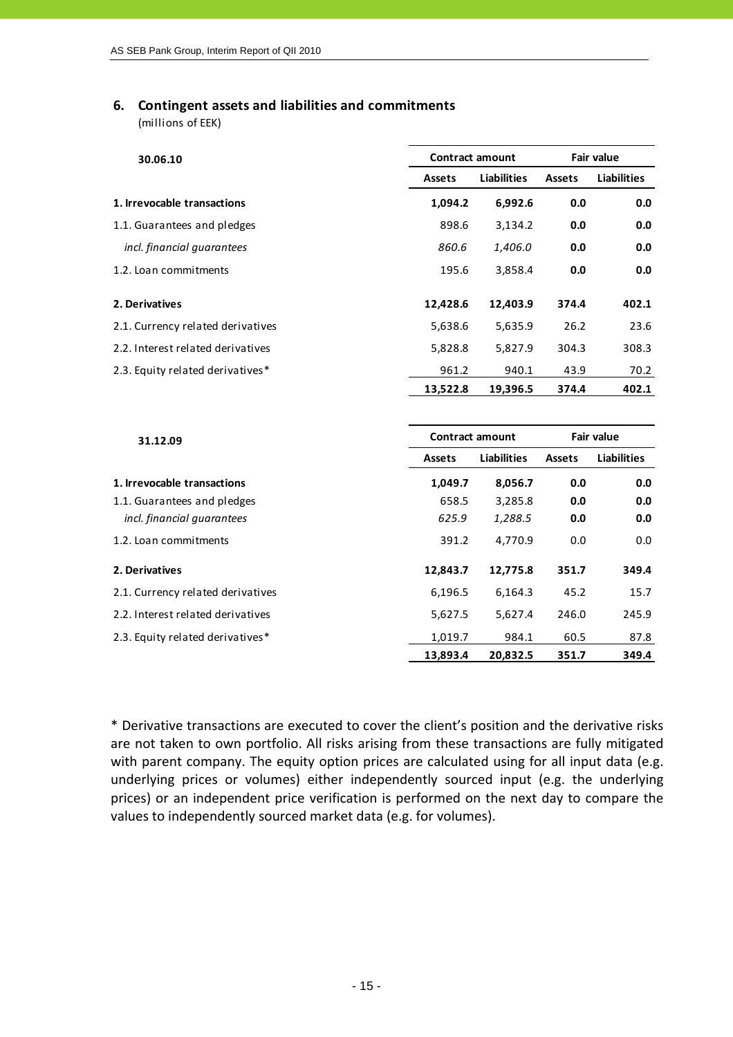## 6. Contingent assets and liabilities and commitments

(millions of EEK)

| 30.06.10 | Contract amount | | Fair value | |
|---|---|---|---|---|
| | Assets | Liabilities | Assets | Liabilities |
| **1. Irrevocable transactions** | **1,094.2** | **6,992.6** | **0.0** | **0.0** |
| 1.1. Guarantees and pledges | 898.6 | 3,134.2 | **0.0** | **0.0** |
| *incl. financial guarantees* | *860.6* | *1,406.0* | **0.0** | **0.0** |
| 1.2. Loan commitments | 195.6 | 3,858.4 | **0.0** | **0.0** |
| **2. Derivatives** | **12,428.6** | **12,403.9** | **374.4** | **402.1** |
| 2.1. Currency related derivatives | 5,638.6 | 5,635.9 | 26.2 | 23.6 |
| 2.2. Interest related derivatives | 5,828.8 | 5,827.9 | 304.3 | 308.3 |
| 2.3. Equity related derivatives* | 961.2 | 940.1 | 43.9 | 70.2 |
| | **13,522.8** | **19,396.5** | **374.4** | **402.1** |

| 31.12.09 | Contract amount | | Fair value | |
|---|---|---|---|---|
| | Assets | Liabilities | Assets | Liabilities |
| **1. Irrevocable transactions** | **1,049.7** | **8,056.7** | **0.0** | **0.0** |
| 1.1. Guarantees and pledges | 658.5 | 3,285.8 | **0.0** | **0.0** |
| *incl. financial guarantees* | *625.9* | *1,288.5* | **0.0** | **0.0** |
| 1.2. Loan commitments | 391.2 | 4,770.9 | 0.0 | 0.0 |
| **2. Derivatives** | **12,843.7** | **12,775.8** | **351.7** | **349.4** |
| 2.1. Currency related derivatives | 6,196.5 | 6,164.3 | 45.2 | 15.7 |
| 2.2. Interest related derivatives | 5,627.5 | 5,627.4 | 246.0 | 245.9 |
| 2.3. Equity related derivatives* | 1,019.7 | 984.1 | 60.5 | 87.8 |
| | **13,893.4** | **20,832.5** | **351.7** | **349.4** |

* Derivative transactions are executed to cover the client's position and the derivative risks are not taken to own portfolio. All risks arising from these transactions are fully mitigated with parent company. The equity option prices are calculated using for all input data (e.g. underlying prices or volumes) either independently sourced input (e.g. the underlying prices) or an independent price verification is performed on the next day to compare the values to independently sourced market data (e.g. for volumes).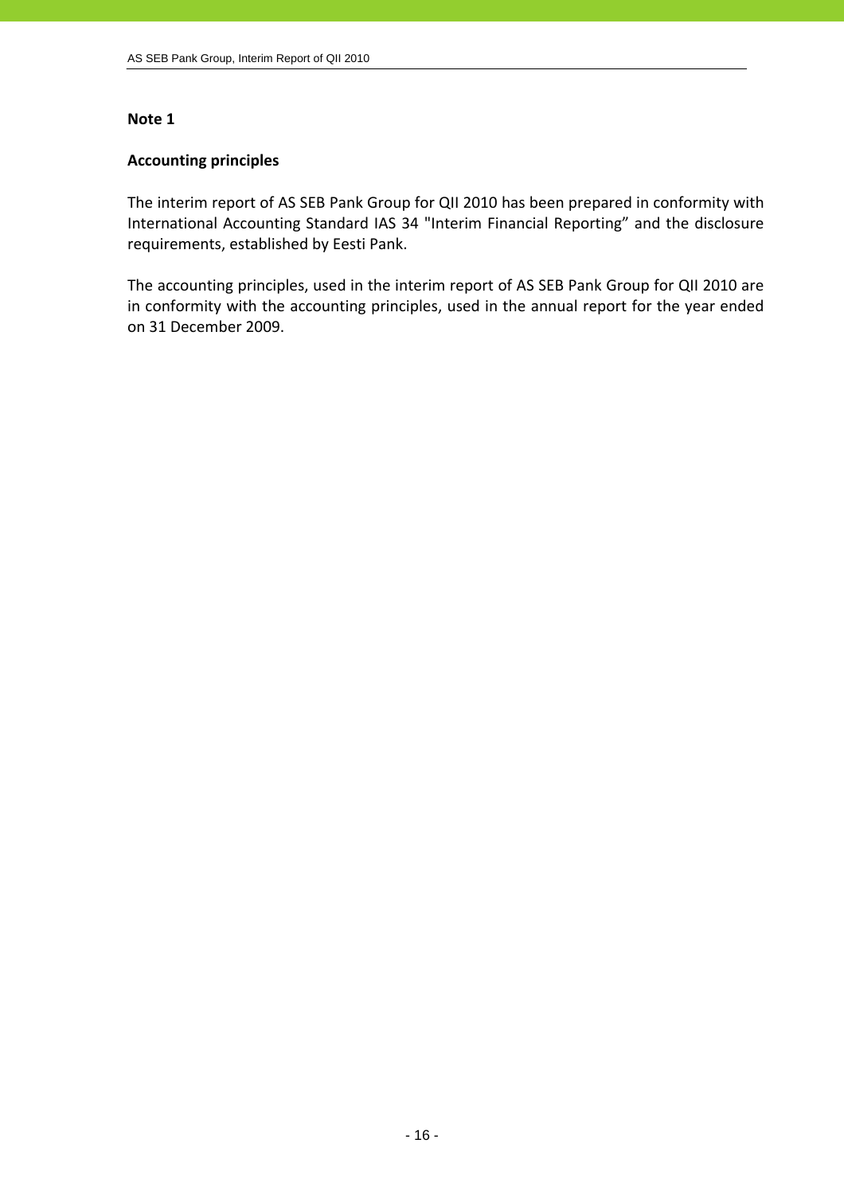**Note 1**

**Accounting principles**

The interim report of AS SEB Pank Group for QII 2010 has been prepared in conformity with International Accounting Standard IAS 34 "Interim Financial Reporting" and the disclosure requirements, established by Eesti Pank.

The accounting principles, used in the interim report of AS SEB Pank Group for QII 2010 are in conformity with the accounting principles, used in the annual report for the year ended on 31 December 2009.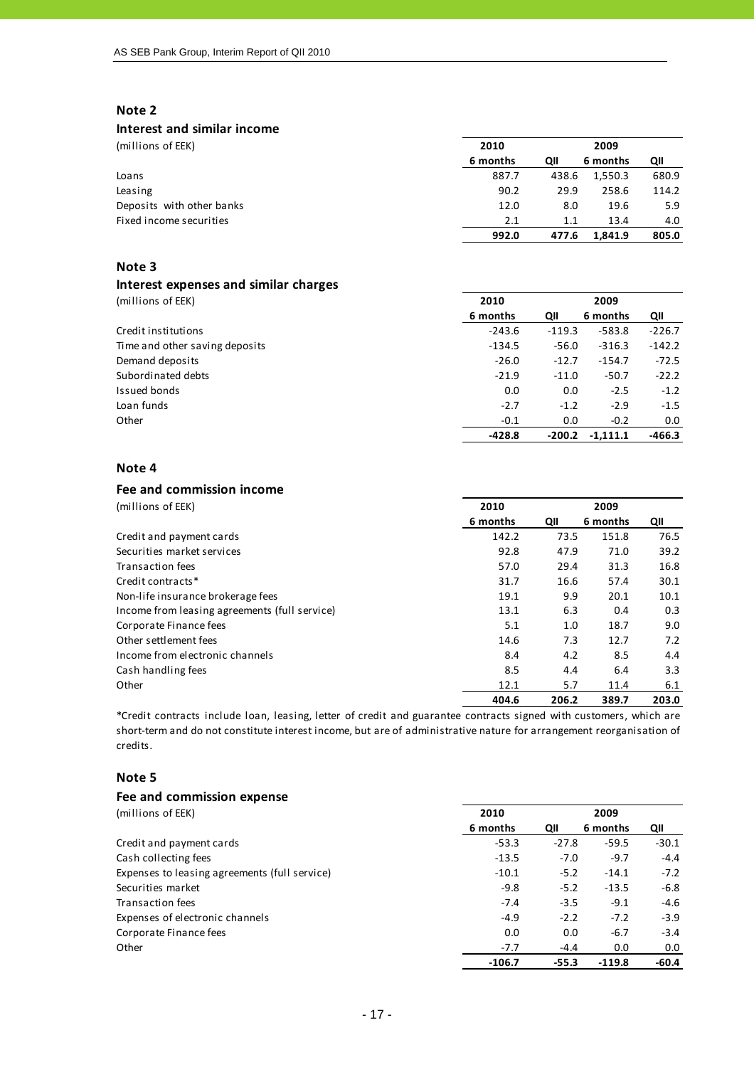## Note 2

### Interest and similar income

| (millions of EEK) | 2010 | | 2009 | |
|---|---|---|---|---|
| | 6 months | QII | 6 months | QII |
| Loans | 887.7 | 438.6 | 1,550.3 | 680.9 |
| Leasing | 90.2 | 29.9 | 258.6 | 114.2 |
| Deposits with other banks | 12.0 | 8.0 | 19.6 | 5.9 |
| Fixed income securities | 2.1 | 1.1 | 13.4 | 4.0 |
| | **992.0** | **477.6** | **1,841.9** | **805.0** |

## Note 3

### Interest expenses and similar charges

| (millions of EEK) | 2010 | | 2009 | |
|---|---|---|---|---|
| | 6 months | QII | 6 months | QII |
| Credit institutions | -243.6 | -119.3 | -583.8 | -226.7 |
| Time and other saving deposits | -134.5 | -56.0 | -316.3 | -142.2 |
| Demand deposits | -26.0 | -12.7 | -154.7 | -72.5 |
| Subordinated debts | -21.9 | -11.0 | -50.7 | -22.2 |
| Issued bonds | 0.0 | 0.0 | -2.5 | -1.2 |
| Loan funds | -2.7 | -1.2 | -2.9 | -1.5 |
| Other | -0.1 | 0.0 | -0.2 | 0.0 |
| | **-428.8** | **-200.2** | **-1,111.1** | **-466.3** |

## Note 4

### Fee and commission income

| (millions of EEK) | 2010 | | 2009 | |
|---|---|---|---|---|
| | 6 months | QII | 6 months | QII |
| Credit and payment cards | 142.2 | 73.5 | 151.8 | 76.5 |
| Securities market services | 92.8 | 47.9 | 71.0 | 39.2 |
| Transaction fees | 57.0 | 29.4 | 31.3 | 16.8 |
| Credit contracts* | 31.7 | 16.6 | 57.4 | 30.1 |
| Non-life insurance brokerage fees | 19.1 | 9.9 | 20.1 | 10.1 |
| Income from leasing agreements (full service) | 13.1 | 6.3 | 0.4 | 0.3 |
| Corporate Finance fees | 5.1 | 1.0 | 18.7 | 9.0 |
| Other settlement fees | 14.6 | 7.3 | 12.7 | 7.2 |
| Income from electronic channels | 8.4 | 4.2 | 8.5 | 4.4 |
| Cash handling fees | 8.5 | 4.4 | 6.4 | 3.3 |
| Other | 12.1 | 5.7 | 11.4 | 6.1 |
| | **404.6** | **206.2** | **389.7** | **203.0** |

*Credit contracts include loan, leasing, letter of credit and guarantee contracts signed with customers, which are short-term and do not constitute interest income, but are of administrative nature for arrangement reorganisation of credits.

## Note 5

### Fee and commission expense

| (millions of EEK) | 2010 | | 2009 | |
|---|---|---|---|---|
| | 6 months | QII | 6 months | QII |
| Credit and payment cards | -53.3 | -27.8 | -59.5 | -30.1 |
| Cash collecting fees | -13.5 | -7.0 | -9.7 | -4.4 |
| Expenses to leasing agreements (full service) | -10.1 | -5.2 | -14.1 | -7.2 |
| Securities market | -9.8 | -5.2 | -13.5 | -6.8 |
| Transaction fees | -7.4 | -3.5 | -9.1 | -4.6 |
| Expenses of electronic channels | -4.9 | -2.2 | -7.2 | -3.9 |
| Corporate Finance fees | 0.0 | 0.0 | -6.7 | -3.4 |
| Other | -7.7 | -4.4 | 0.0 | 0.0 |
| | **-106.7** | **-55.3** | **-119.8** | **-60.4** |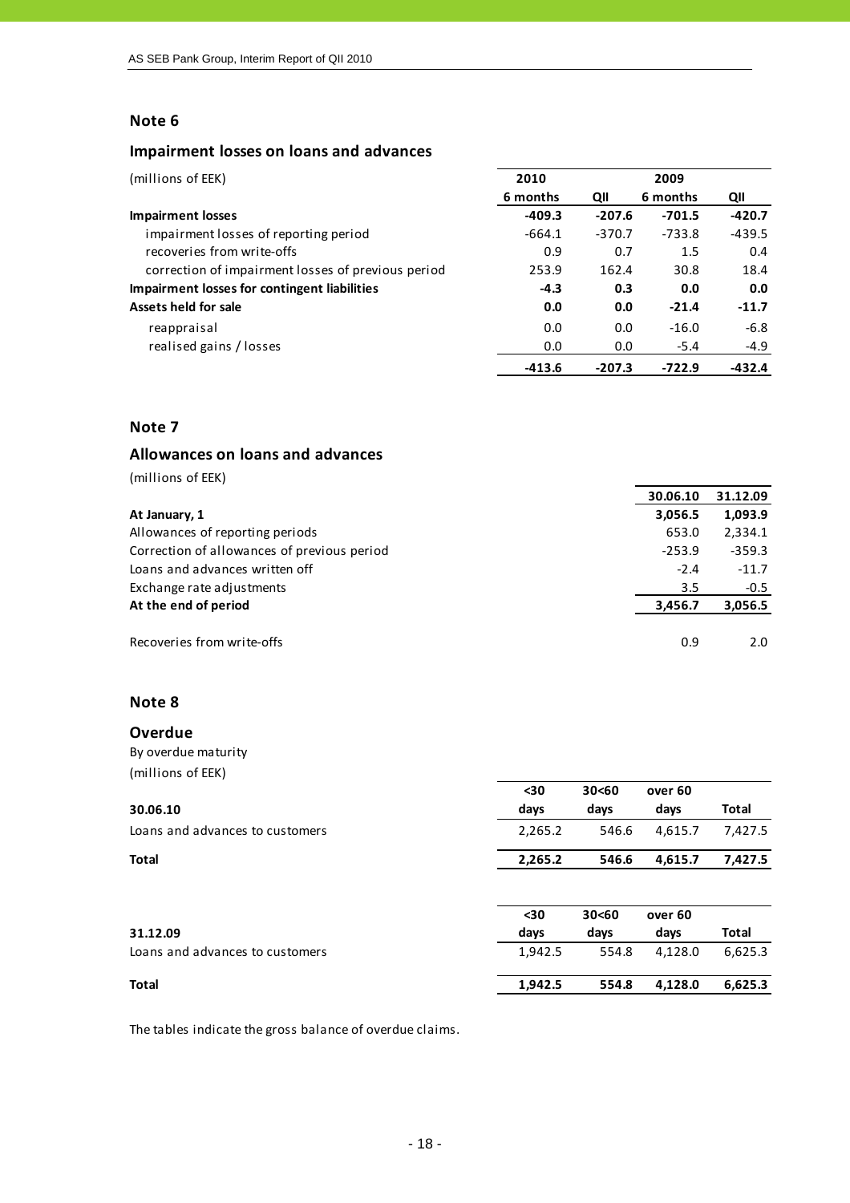## Note 6

### Impairment losses on loans and advances

| (millions of EEK) | 2010 | | 2009 | |
|---|---|---|---|---|
| | 6 months | QII | 6 months | QII |
| **Impairment losses** | **-409.3** | **-207.6** | **-701.5** | **-420.7** |
| impairment losses of reporting period | -664.1 | -370.7 | -733.8 | -439.5 |
| recoveries from write-offs | 0.9 | 0.7 | 1.5 | 0.4 |
| correction of impairment losses of previous period | 253.9 | 162.4 | 30.8 | 18.4 |
| **Impairment losses for contingent liabilities** | **-4.3** | **0.3** | **0.0** | **0.0** |
| **Assets held for sale** | **0.0** | **0.0** | **-21.4** | **-11.7** |
| reappraisal | 0.0 | 0.0 | -16.0 | -6.8 |
| realised gains / losses | 0.0 | 0.0 | -5.4 | -4.9 |
| | **-413.6** | **-207.3** | **-722.9** | **-432.4** |

## Note 7

### Allowances on loans and advances

(millions of EEK)

| | 30.06.10 | 31.12.09 |
|---|---|---|
| **At January, 1** | **3,056.5** | **1,093.9** |
| Allowances of reporting periods | 653.0 | 2,334.1 |
| Correction of allowances of previous period | -253.9 | -359.3 |
| Loans and advances written off | -2.4 | -11.7 |
| Exchange rate adjustments | 3.5 | -0.5 |
| **At the end of period** | **3,456.7** | **3,056.5** |
| | | |
| Recoveries from write-offs | 0.9 | 2.0 |

## Note 8

### Overdue

By overdue maturity

(millions of EEK)

| **30.06.10** | <30 days | 30<60 days | over 60 days | Total |
|---|---|---|---|---|
| Loans and advances to customers | 2,265.2 | 546.6 | 4,615.7 | 7,427.5 |
| **Total** | **2,265.2** | **546.6** | **4,615.7** | **7,427.5** |

| **31.12.09** | <30 days | 30<60 days | over 60 days | Total |
|---|---|---|---|---|
| Loans and advances to customers | 1,942.5 | 554.8 | 4,128.0 | 6,625.3 |
| **Total** | **1,942.5** | **554.8** | **4,128.0** | **6,625.3** |

The tables indicate the gross balance of overdue claims.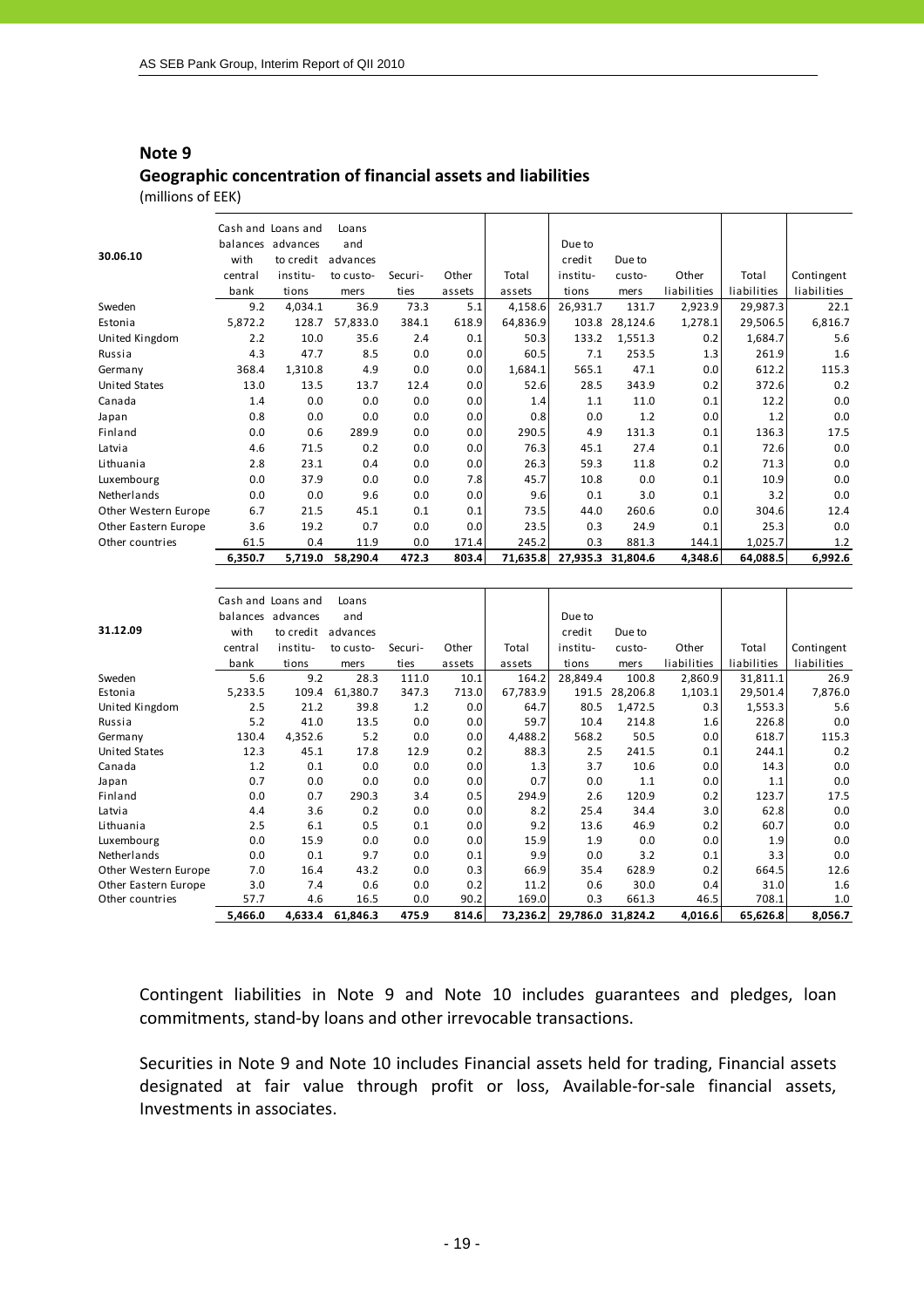## Note 9

## Geographic concentration of financial assets and liabilities

(millions of EEK)

| 30.06.10 | Cash and balances with central bank | Loans and advances to credit institutions | Loans and advances to customers | Securities | Other assets | Total assets | Due to credit institutions | Due to customers | Other liabilities | Total liabilities | Contingent liabilities |
|---|---|---|---|---|---|---|---|---|---|---|---|
| Sweden | 9.2 | 4,034.1 | 36.9 | 73.3 | 5.1 | 4,158.6 | 26,931.7 | 131.7 | 2,923.9 | 29,987.3 | 22.1 |
| Estonia | 5,872.2 | 128.7 | 57,833.0 | 384.1 | 618.9 | 64,836.9 | 103.8 | 28,124.6 | 1,278.1 | 29,506.5 | 6,816.7 |
| United Kingdom | 2.2 | 10.0 | 35.6 | 2.4 | 0.1 | 50.3 | 133.2 | 1,551.3 | 0.2 | 1,684.7 | 5.6 |
| Russia | 4.3 | 47.7 | 8.5 | 0.0 | 0.0 | 60.5 | 7.1 | 253.5 | 1.3 | 261.9 | 1.6 |
| Germany | 368.4 | 1,310.8 | 4.9 | 0.0 | 0.0 | 1,684.1 | 565.1 | 47.1 | 0.0 | 612.2 | 115.3 |
| United States | 13.0 | 13.5 | 13.7 | 12.4 | 0.0 | 52.6 | 28.5 | 343.9 | 0.2 | 372.6 | 0.2 |
| Canada | 1.4 | 0.0 | 0.0 | 0.0 | 0.0 | 1.4 | 1.1 | 11.0 | 0.1 | 12.2 | 0.0 |
| Japan | 0.8 | 0.0 | 0.0 | 0.0 | 0.0 | 0.8 | 0.0 | 1.2 | 0.0 | 1.2 | 0.0 |
| Finland | 0.0 | 0.6 | 289.9 | 0.0 | 0.0 | 290.5 | 4.9 | 131.3 | 0.1 | 136.3 | 17.5 |
| Latvia | 4.6 | 71.5 | 0.2 | 0.0 | 0.0 | 76.3 | 45.1 | 27.4 | 0.1 | 72.6 | 0.0 |
| Lithuania | 2.8 | 23.1 | 0.4 | 0.0 | 0.0 | 26.3 | 59.3 | 11.8 | 0.2 | 71.3 | 0.0 |
| Luxembourg | 0.0 | 37.9 | 0.0 | 0.0 | 7.8 | 45.7 | 10.8 | 0.0 | 0.1 | 10.9 | 0.0 |
| Netherlands | 0.0 | 0.0 | 9.6 | 0.0 | 0.0 | 9.6 | 0.1 | 3.0 | 0.1 | 3.2 | 0.0 |
| Other Western Europe | 6.7 | 21.5 | 45.1 | 0.1 | 0.1 | 73.5 | 44.0 | 260.6 | 0.0 | 304.6 | 12.4 |
| Other Eastern Europe | 3.6 | 19.2 | 0.7 | 0.0 | 0.0 | 23.5 | 0.3 | 24.9 | 0.1 | 25.3 | 0.0 |
| Other countries | 61.5 | 0.4 | 11.9 | 0.0 | 171.4 | 245.2 | 0.3 | 881.3 | 144.1 | 1,025.7 | 1.2 |
| | **6,350.7** | **5,719.0** | **58,290.4** | **472.3** | **803.4** | **71,635.8** | **27,935.3** | **31,804.6** | **4,348.6** | **64,088.5** | **6,992.6** |

| 31.12.09 | Cash and balances with central bank | Loans and advances to credit institutions | Loans and advances to customers | Securities | Other assets | Total assets | Due to credit institutions | Due to customers | Other liabilities | Total liabilities | Contingent liabilities |
|---|---|---|---|---|---|---|---|---|---|---|---|
| Sweden | 5.6 | 9.2 | 28.3 | 111.0 | 10.1 | 164.2 | 28,849.4 | 100.8 | 2,860.9 | 31,811.1 | 26.9 |
| Estonia | 5,233.5 | 109.4 | 61,380.7 | 347.3 | 713.0 | 67,783.9 | 191.5 | 28,206.8 | 1,103.1 | 29,501.4 | 7,876.0 |
| United Kingdom | 2.5 | 21.2 | 39.8 | 1.2 | 0.0 | 64.7 | 80.5 | 1,472.5 | 0.3 | 1,553.3 | 5.6 |
| Russia | 5.2 | 41.0 | 13.5 | 0.0 | 0.0 | 59.7 | 10.4 | 214.8 | 1.6 | 226.8 | 0.0 |
| Germany | 130.4 | 4,352.6 | 5.2 | 0.0 | 0.0 | 4,488.2 | 568.2 | 50.5 | 0.0 | 618.7 | 115.3 |
| United States | 12.3 | 45.1 | 17.8 | 12.9 | 0.2 | 88.3 | 2.5 | 241.5 | 0.1 | 244.1 | 0.2 |
| Canada | 1.2 | 0.1 | 0.0 | 0.0 | 0.0 | 1.3 | 3.7 | 10.6 | 0.0 | 14.3 | 0.0 |
| Japan | 0.7 | 0.0 | 0.0 | 0.0 | 0.0 | 0.7 | 0.0 | 1.1 | 0.0 | 1.1 | 0.0 |
| Finland | 0.0 | 0.7 | 290.3 | 3.4 | 0.5 | 294.9 | 2.6 | 120.9 | 0.2 | 123.7 | 17.5 |
| Latvia | 4.4 | 3.6 | 0.2 | 0.0 | 0.0 | 8.2 | 25.4 | 34.4 | 3.0 | 62.8 | 0.0 |
| Lithuania | 2.5 | 6.1 | 0.5 | 0.1 | 0.0 | 9.2 | 13.6 | 46.9 | 0.2 | 60.7 | 0.0 |
| Luxembourg | 0.0 | 15.9 | 0.0 | 0.0 | 0.0 | 15.9 | 1.9 | 0.0 | 0.0 | 1.9 | 0.0 |
| Netherlands | 0.0 | 0.1 | 9.7 | 0.0 | 0.1 | 9.9 | 0.0 | 3.2 | 0.1 | 3.3 | 0.0 |
| Other Western Europe | 7.0 | 16.4 | 43.2 | 0.0 | 0.3 | 66.9 | 35.4 | 628.9 | 0.2 | 664.5 | 12.6 |
| Other Eastern Europe | 3.0 | 7.4 | 0.6 | 0.0 | 0.2 | 11.2 | 0.6 | 30.0 | 0.4 | 31.0 | 1.6 |
| Other countries | 57.7 | 4.6 | 16.5 | 0.0 | 90.2 | 169.0 | 0.3 | 661.3 | 46.5 | 708.1 | 1.0 |
| | **5,466.0** | **4,633.4** | **61,846.3** | **475.9** | **814.6** | **73,236.2** | **29,786.0** | **31,824.2** | **4,016.6** | **65,626.8** | **8,056.7** |

Contingent liabilities in Note 9 and Note 10 includes guarantees and pledges, loan commitments, stand-by loans and other irrevocable transactions.

Securities in Note 9 and Note 10 includes Financial assets held for trading, Financial assets designated at fair value through profit or loss, Available-for-sale financial assets, Investments in associates.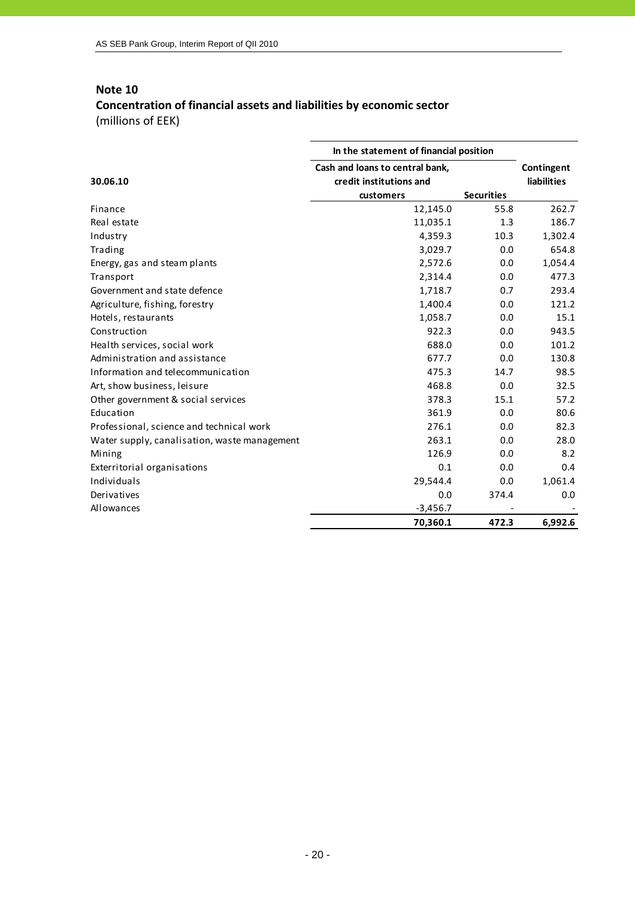## Note 10

### Concentration of financial assets and liabilities by economic sector

(millions of EEK)

| 30.06.10 | In the statement of financial position | | Contingent liabilities |
|---|---|---|---|
| | Cash and loans to central bank, credit institutions and customers | Securities | |
| Finance | 12,145.0 | 55.8 | 262.7 |
| Real estate | 11,035.1 | 1.3 | 186.7 |
| Industry | 4,359.3 | 10.3 | 1,302.4 |
| Trading | 3,029.7 | 0.0 | 654.8 |
| Energy, gas and steam plants | 2,572.6 | 0.0 | 1,054.4 |
| Transport | 2,314.4 | 0.0 | 477.3 |
| Government and state defence | 1,718.7 | 0.7 | 293.4 |
| Agriculture, fishing, forestry | 1,400.4 | 0.0 | 121.2 |
| Hotels, restaurants | 1,058.7 | 0.0 | 15.1 |
| Construction | 922.3 | 0.0 | 943.5 |
| Health services, social work | 688.0 | 0.0 | 101.2 |
| Administration and assistance | 677.7 | 0.0 | 130.8 |
| Information and telecommunication | 475.3 | 14.7 | 98.5 |
| Art, show business, leisure | 468.8 | 0.0 | 32.5 |
| Other government & social services | 378.3 | 15.1 | 57.2 |
| Education | 361.9 | 0.0 | 80.6 |
| Professional, science and technical work | 276.1 | 0.0 | 82.3 |
| Water supply, canalisation, waste management | 263.1 | 0.0 | 28.0 |
| Mining | 126.9 | 0.0 | 8.2 |
| Exterritorial organisations | 0.1 | 0.0 | 0.4 |
| Individuals | 29,544.4 | 0.0 | 1,061.4 |
| Derivatives | 0.0 | 374.4 | 0.0 |
| Allowances | -3,456.7 | - | - |
| | **70,360.1** | **472.3** | **6,992.6** |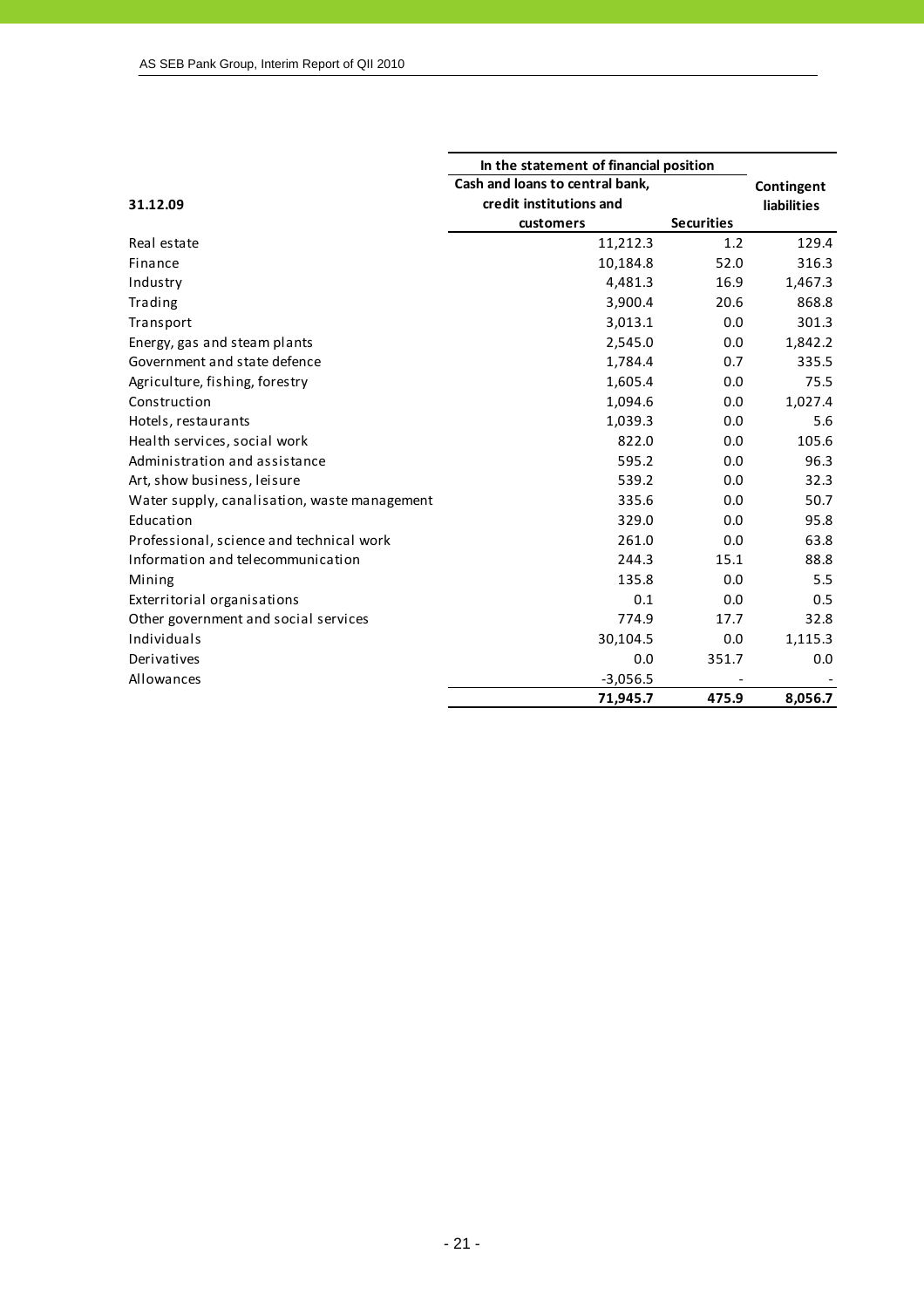| 31.12.09 | In the statement of financial position | | Contingent liabilities |
|---|---|---|---|
| | Cash and loans to central bank, credit institutions and customers | Securities | |
| Real estate | 11,212.3 | 1.2 | 129.4 |
| Finance | 10,184.8 | 52.0 | 316.3 |
| Industry | 4,481.3 | 16.9 | 1,467.3 |
| Trading | 3,900.4 | 20.6 | 868.8 |
| Transport | 3,013.1 | 0.0 | 301.3 |
| Energy, gas and steam plants | 2,545.0 | 0.0 | 1,842.2 |
| Government and state defence | 1,784.4 | 0.7 | 335.5 |
| Agriculture, fishing, forestry | 1,605.4 | 0.0 | 75.5 |
| Construction | 1,094.6 | 0.0 | 1,027.4 |
| Hotels, restaurants | 1,039.3 | 0.0 | 5.6 |
| Health services, social work | 822.0 | 0.0 | 105.6 |
| Administration and assistance | 595.2 | 0.0 | 96.3 |
| Art, show business, leisure | 539.2 | 0.0 | 32.3 |
| Water supply, canalisation, waste management | 335.6 | 0.0 | 50.7 |
| Education | 329.0 | 0.0 | 95.8 |
| Professional, science and technical work | 261.0 | 0.0 | 63.8 |
| Information and telecommunication | 244.3 | 15.1 | 88.8 |
| Mining | 135.8 | 0.0 | 5.5 |
| Exterritorial organisations | 0.1 | 0.0 | 0.5 |
| Other government and social services | 774.9 | 17.7 | 32.8 |
| Individuals | 30,104.5 | 0.0 | 1,115.3 |
| Derivatives | 0.0 | 351.7 | 0.0 |
| Allowances | -3,056.5 | - | - |
| | **71,945.7** | **475.9** | **8,056.7** |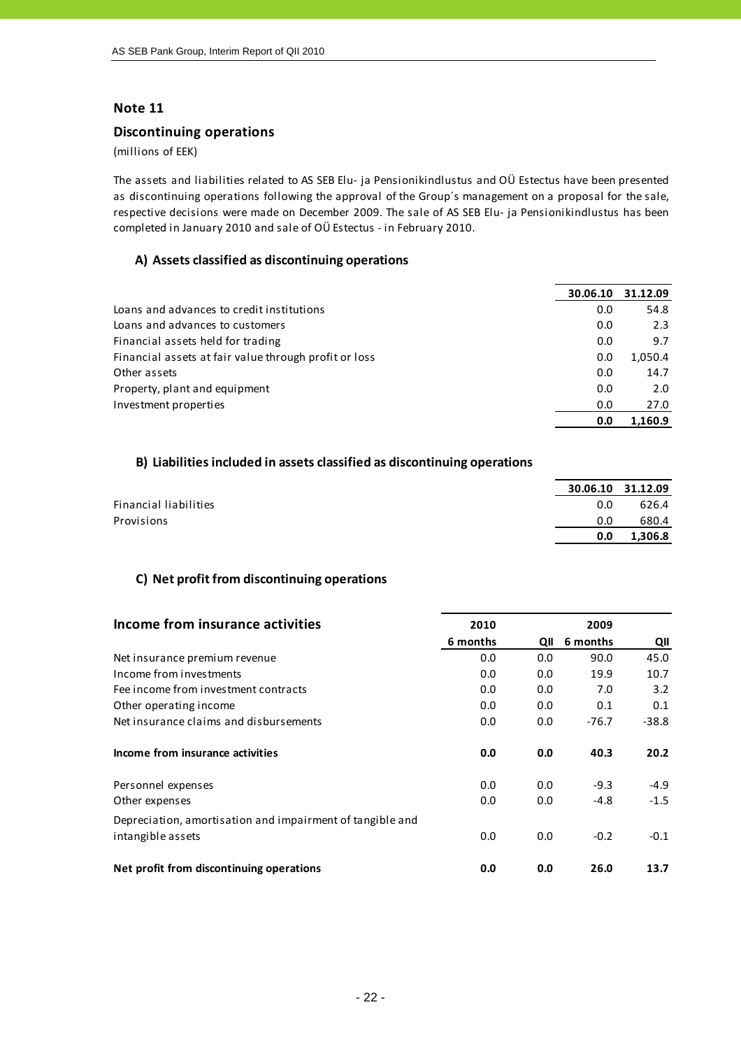## Note 11

### Discontinuing operations

(millions of EEK)

The assets and liabilities related to AS SEB Elu- ja Pensionikindlustus and OÜ Estectus have been presented as discontinuing operations following the approval of the Group´s management on a proposal for the sale, respective decisions were made on December 2009. The sale of AS SEB Elu- ja Pensionikindlustus has been completed in January 2010 and sale of OÜ Estectus - in February 2010.

#### A) Assets classified as discontinuing operations

| | 30.06.10 | 31.12.09 |
|---|---|---|
| Loans and advances to credit institutions | 0.0 | 54.8 |
| Loans and advances to customers | 0.0 | 2.3 |
| Financial assets held for trading | 0.0 | 9.7 |
| Financial assets at fair value through profit or loss | 0.0 | 1,050.4 |
| Other assets | 0.0 | 14.7 |
| Property, plant and equipment | 0.0 | 2.0 |
| Investment properties | 0.0 | 27.0 |
| | **0.0** | **1,160.9** |

#### B) Liabilities included in assets classified as discontinuing operations

| | 30.06.10 | 31.12.09 |
|---|---|---|
| Financial liabilities | 0.0 | 626.4 |
| Provisions | 0.0 | 680.4 |
| | **0.0** | **1,306.8** |

#### C) Net profit from discontinuing operations

| **Income from insurance activities** | 2010 | | 2009 | |
|---|---|---|---|---|
| | 6 months | QII | 6 months | QII |
| Net insurance premium revenue | 0.0 | 0.0 | 90.0 | 45.0 |
| Income from investments | 0.0 | 0.0 | 19.9 | 10.7 |
| Fee income from investment contracts | 0.0 | 0.0 | 7.0 | 3.2 |
| Other operating income | 0.0 | 0.0 | 0.1 | 0.1 |
| Net insurance claims and disbursements | 0.0 | 0.0 | -76.7 | -38.8 |
| **Income from insurance activities** | **0.0** | **0.0** | **40.3** | **20.2** |
| Personnel expenses | 0.0 | 0.0 | -9.3 | -4.9 |
| Other expenses | 0.0 | 0.0 | -4.8 | -1.5 |
| Depreciation, amortisation and impairment of tangible and intangible assets | 0.0 | 0.0 | -0.2 | -0.1 |
| **Net profit from discontinuing operations** | **0.0** | **0.0** | **26.0** | **13.7** |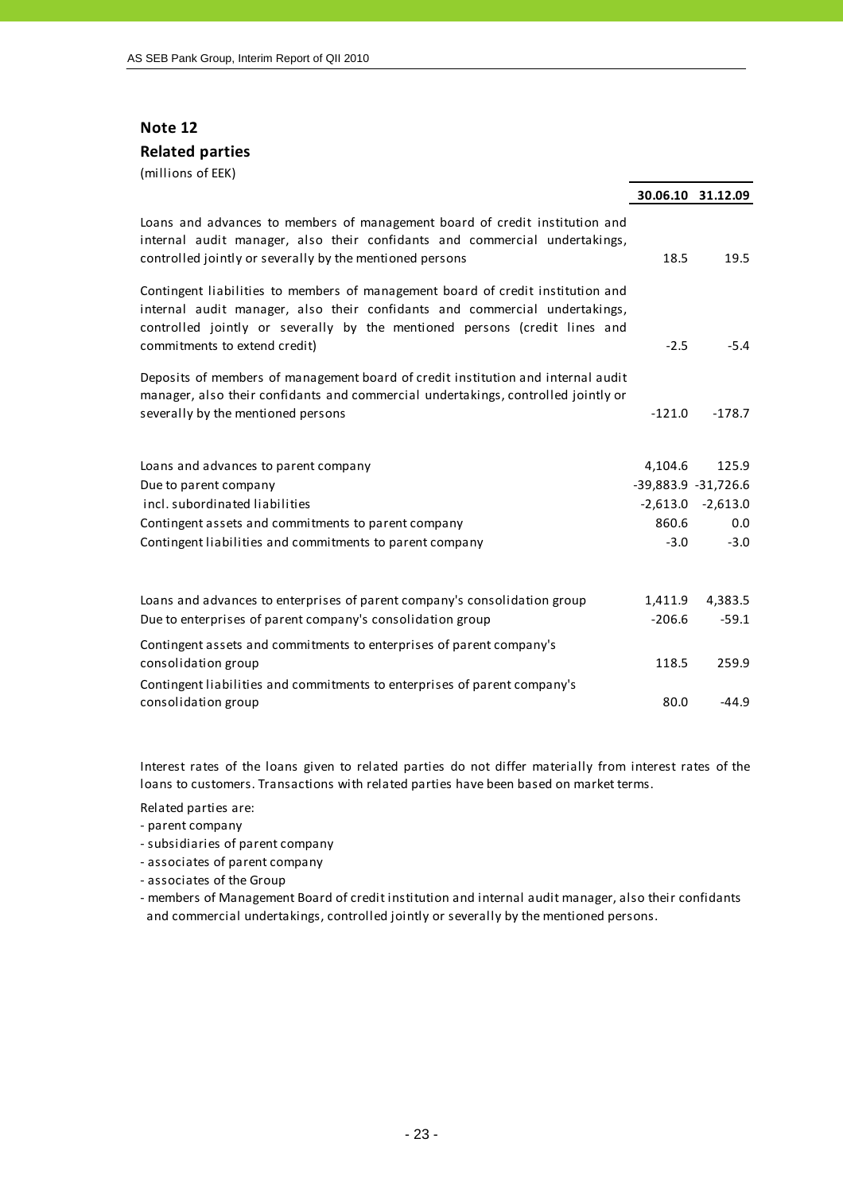## Note 12

### Related parties

(millions of EEK)

| | 30.06.10 | 31.12.09 |
|---|---|---|
| Loans and advances to members of management board of credit institution and internal audit manager, also their confidants and commercial undertakings, controlled jointly or severally by the mentioned persons | 18.5 | 19.5 |
| Contingent liabilities to members of management board of credit institution and internal audit manager, also their confidants and commercial undertakings, controlled jointly or severally by the mentioned persons (credit lines and commitments to extend credit) | -2.5 | -5.4 |
| Deposits of members of management board of credit institution and internal audit manager, also their confidants and commercial undertakings, controlled jointly or severally by the mentioned persons | -121.0 | -178.7 |
| | | |
| Loans and advances to parent company | 4,104.6 | 125.9 |
| Due to parent company | -39,883.9 | -31,726.6 |
| incl. subordinated liabilities | -2,613.0 | -2,613.0 |
| Contingent assets and commitments to parent company | 860.6 | 0.0 |
| Contingent liabilities and commitments to parent company | -3.0 | -3.0 |
| | | |
| Loans and advances to enterprises of parent company's consolidation group | 1,411.9 | 4,383.5 |
| Due to enterprises of parent company's consolidation group | -206.6 | -59.1 |
| Contingent assets and commitments to enterprises of parent company's consolidation group | 118.5 | 259.9 |
| Contingent liabilities and commitments to enterprises of parent company's consolidation group | 80.0 | -44.9 |

Interest rates of the loans given to related parties do not differ materially from interest rates of the loans to customers. Transactions with related parties have been based on market terms.

Related parties are:

- parent company
- subsidiaries of parent company
- associates of parent company
- associates of the Group
- members of Management Board of credit institution and internal audit manager, also their confidants and commercial undertakings, controlled jointly or severally by the mentioned persons.